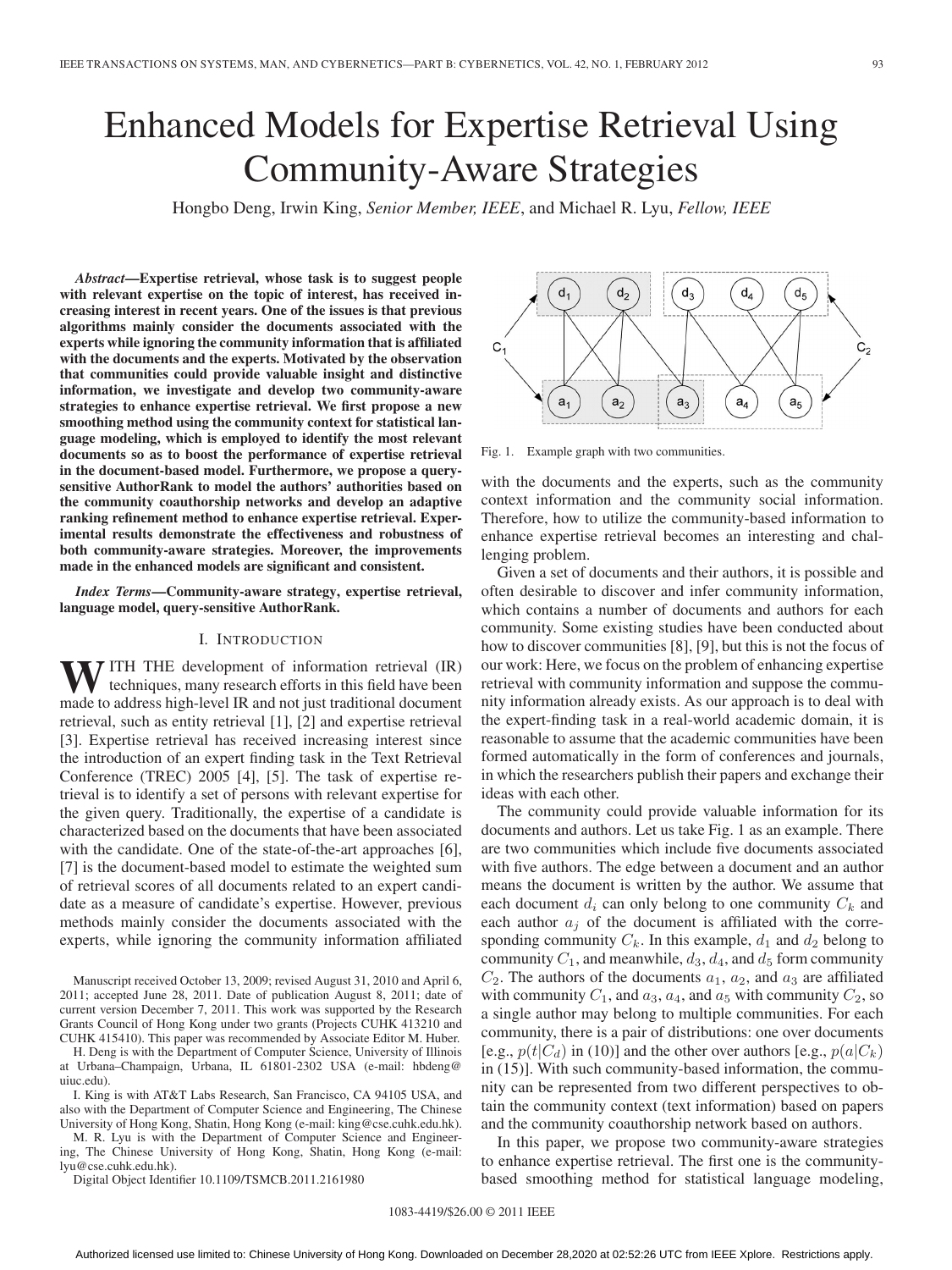# Enhanced Models for Expertise Retrieval Using Community-Aware Strategies

Hongbo Deng, Irwin King, *Senior Member, IEEE*, and Michael R. Lyu, *Fellow, IEEE*

***Abstract*—Expertise retrieval, whose task is to suggest people with relevant expertise on the topic of interest, has received increasing interest in recent years. One of the issues is that previous algorithms mainly consider the documents associated with the experts while ignoring the community information that is affiliated with the documents and the experts. Motivated by the observation that communities could provide valuable insight and distinctive information, we investigate and develop two community-aware strategies to enhance expertise retrieval. We first propose a new smoothing method using the community context for statistical language modeling, which is employed to identify the most relevant documents so as to boost the performance of expertise retrieval in the document-based model. Furthermore, we propose a query-sensitive AuthorRank to model the authors' authorities based on the community coauthorship networks and develop an adaptive ranking refinement method to enhance expertise retrieval. Experimental results demonstrate the effectiveness and robustness of both community-aware strategies. Moreover, the improvements made in the enhanced models are significant and consistent.**

***Index Terms*—Community-aware strategy, expertise retrieval, language model, query-sensitive AuthorRank.**

## I. Introduction

With the development of information retrieval (IR) techniques, many research efforts in this field have been made to address high-level IR and not just traditional document retrieval, such as entity retrieval [1], [2] and expertise retrieval [3]. Expertise retrieval has received increasing interest since the introduction of an expert finding task in the Text Retrieval Conference (TREC) 2005 [4], [5]. The task of expertise retrieval is to identify a set of persons with relevant expertise for the given query. Traditionally, the expertise of a candidate is characterized based on the documents that have been associated with the candidate. One of the state-of-the-art approaches [6], [7] is the document-based model to estimate the weighted sum of retrieval scores of all documents related to an expert candidate as a measure of candidate's expertise. However, previous methods mainly consider the documents associated with the experts, while ignoring the community information affiliated with the documents and the experts, such as the community context information and the community social information. Therefore, how to utilize the community-based information to enhance expertise retrieval becomes an interesting and challenging problem.

Given a set of documents and their authors, it is possible and often desirable to discover and infer community information, which contains a number of documents and authors for each community. Some existing studies have been conducted about how to discover communities [8], [9], but this is not the focus of our work: Here, we focus on the problem of enhancing expertise retrieval with community information and suppose the community information already exists. As our approach is to deal with the expert-finding task in a real-world academic domain, it is reasonable to assume that the academic communities have been formed automatically in the form of conferences and journals, in which the researchers publish their papers and exchange their ideas with each other.

Fig. 1. Example graph with two communities.

The community could provide valuable information for its documents and authors. Let us take Fig. 1 as an example. There are two communities which include five documents associated with five authors. The edge between a document and an author means the document is written by the author. We assume that each document $d_i$ can only belong to one community $C_k$ and each author $a_j$ of the document is affiliated with the corresponding community $C_k$. In this example, $d_1$ and $d_2$ belong to community $C_1$, and meanwhile, $d_3$, $d_4$, and $d_5$ form community $C_2$. The authors of the documents $a_1$, $a_2$, and $a_3$ are affiliated with community $C_1$, and $a_3$, $a_4$, and $a_5$ with community $C_2$, so a single author may belong to multiple communities. For each community, there is a pair of distributions: one over documents [e.g., $p(t|C_d)$ in (10)] and the other over authors [e.g., $p(a|C_k)$ in (15)]. With such community-based information, the community can be represented from two different perspectives to obtain the community context (text information) based on papers and the community coauthorship network based on authors.

In this paper, we propose two community-aware strategies to enhance expertise retrieval. The first one is the community-based smoothing method for statistical language modeling,

Manuscript received October 13, 2009; revised August 31, 2010 and April 6, 2011; accepted June 28, 2011. Date of publication August 8, 2011; date of current version December 7, 2011. This work was supported by the Research Grants Council of Hong Kong under two grants (Projects CUHK 413210 and CUHK 415410). This paper was recommended by Associate Editor M. Huber.

H. Deng is with the Department of Computer Science, University of Illinois at Urbana–Champaign, Urbana, IL 61801-2302 USA (e-mail: hbdeng@uiuc.edu).

I. King is with AT&T Labs Research, San Francisco, CA 94105 USA, and also with the Department of Computer Science and Engineering, The Chinese University of Hong Kong, Shatin, Hong Kong (e-mail: king@cse.cuhk.edu.hk).

M. R. Lyu is with the Department of Computer Science and Engineering, The Chinese University of Hong Kong, Shatin, Hong Kong (e-mail: lyu@cse.cuhk.edu.hk).

Digital Object Identifier 10.1109/TSMCB.2011.2161980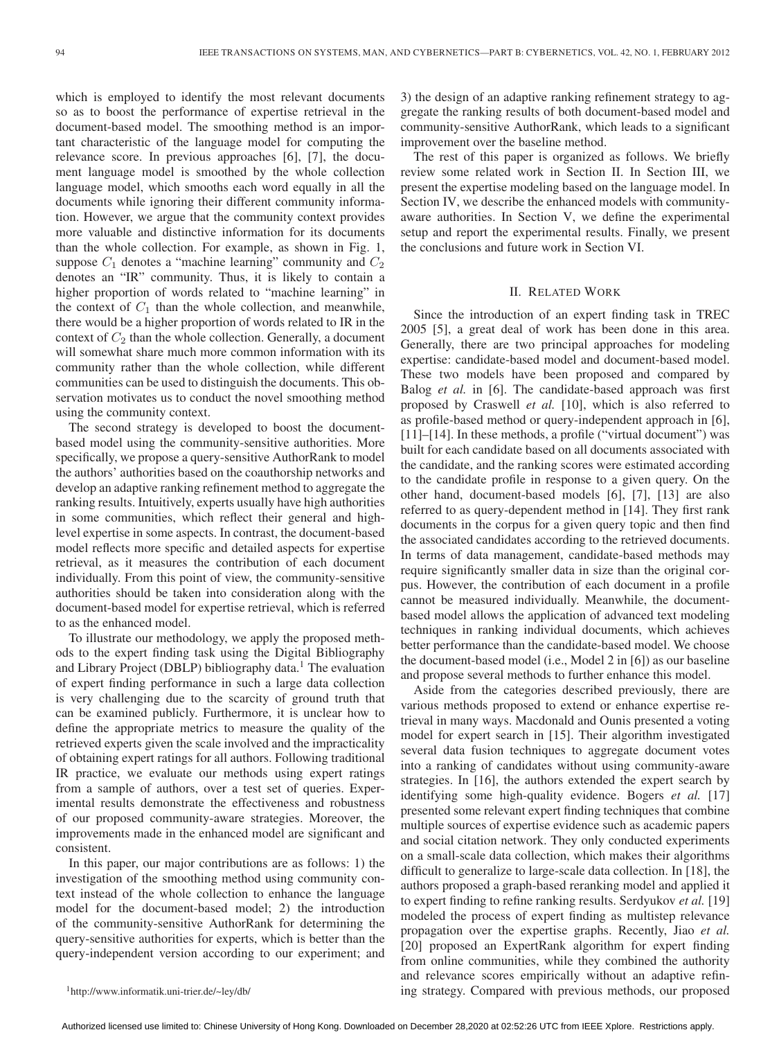which is employed to identify the most relevant documents so as to boost the performance of expertise retrieval in the document-based model. The smoothing method is an important characteristic of the language model for computing the relevance score. In previous approaches [6], [7], the document language model is smoothed by the whole collection language model, which smooths each word equally in all the documents while ignoring their different community information. However, we argue that the community context provides more valuable and distinctive information for its documents than the whole collection. For example, as shown in Fig. 1, suppose $C_1$ denotes a "machine learning" community and $C_2$ denotes an "IR" community. Thus, it is likely to contain a higher proportion of words related to "machine learning" in the context of $C_1$ than the whole collection, and meanwhile, there would be a higher proportion of words related to IR in the context of $C_2$ than the whole collection. Generally, a document will somewhat share much more common information with its community rather than the whole collection, while different communities can be used to distinguish the documents. This observation motivates us to conduct the novel smoothing method using the community context.

The second strategy is developed to boost the document-based model using the community-sensitive authorities. More specifically, we propose a query-sensitive AuthorRank to model the authors' authorities based on the coauthorship networks and develop an adaptive ranking refinement method to aggregate the ranking results. Intuitively, experts usually have high authorities in some communities, which reflect their general and high-level expertise in some aspects. In contrast, the document-based model reflects more specific and detailed aspects for expertise retrieval, as it measures the contribution of each document individually. From this point of view, the community-sensitive authorities should be taken into consideration along with the document-based model for expertise retrieval, which is referred to as the enhanced model.

To illustrate our methodology, we apply the proposed methods to the expert finding task using the Digital Bibliography and Library Project (DBLP) bibliography data.[1] The evaluation of expert finding performance in such a large data collection is very challenging due to the scarcity of ground truth that can be examined publicly. Furthermore, it is unclear how to define the appropriate metrics to measure the quality of the retrieved experts given the scale involved and the impracticality of obtaining expert ratings for all authors. Following traditional IR practice, we evaluate our methods using expert ratings from a sample of authors, over a test set of queries. Experimental results demonstrate the effectiveness and robustness of our proposed community-aware strategies. Moreover, the improvements made in the enhanced model are significant and consistent.

In this paper, our major contributions are as follows: 1) the investigation of the smoothing method using community context instead of the whole collection to enhance the language model for the document-based model; 2) the introduction of the community-sensitive AuthorRank for determining the query-sensitive authorities for experts, which is better than the query-independent version according to our experiment; and 3) the design of an adaptive ranking refinement strategy to aggregate the ranking results of both document-based model and community-sensitive AuthorRank, which leads to a significant improvement over the baseline method.

[1] http://www.informatik.uni-trier.de/~ley/db/

The rest of this paper is organized as follows. We briefly review some related work in Section II. In Section III, we present the expertise modeling based on the language model. In Section IV, we describe the enhanced models with community-aware authorities. In Section V, we define the experimental setup and report the experimental results. Finally, we present the conclusions and future work in Section VI.

## II. Related Work

Since the introduction of an expert finding task in TREC 2005 [5], a great deal of work has been done in this area. Generally, there are two principal approaches for modeling expertise: candidate-based model and document-based model. These two models have been proposed and compared by Balog *et al.* in [6]. The candidate-based approach was first proposed by Craswell *et al.* [10], which is also referred to as profile-based method or query-independent approach in [6], [11]–[14]. In these methods, a profile ("virtual document") was built for each candidate based on all documents associated with the candidate, and the ranking scores were estimated according to the candidate profile in response to a given query. On the other hand, document-based models [6], [7], [13] are also referred to as query-dependent method in [14]. They first rank documents in the corpus for a given query topic and then find the associated candidates according to the retrieved documents. In terms of data management, candidate-based methods may require significantly smaller data in size than the original corpus. However, the contribution of each document in a profile cannot be measured individually. Meanwhile, the document-based model allows the application of advanced text modeling techniques in ranking individual documents, which achieves better performance than the candidate-based model. We choose the document-based model (i.e., Model 2 in [6]) as our baseline and propose several methods to further enhance this model.

Aside from the categories described previously, there are various methods proposed to extend or enhance expertise retrieval in many ways. Macdonald and Ounis presented a voting model for expert search in [15]. Their algorithm investigated several data fusion techniques to aggregate document votes into a ranking of candidates without using community-aware strategies. In [16], the authors extended the expert search by identifying some high-quality evidence. Bogers *et al.* [17] presented some relevant expert finding techniques that combine multiple sources of expertise evidence such as academic papers and social citation network. They only conducted experiments on a small-scale data collection, which makes their algorithms difficult to generalize to large-scale data collection. In [18], the authors proposed a graph-based reranking model and applied it to expert finding to refine ranking results. Serdyukov *et al.* [19] modeled the process of expert finding as multistep relevance propagation over the expertise graphs. Recently, Jiao *et al.* [20] proposed an ExpertRank algorithm for expert finding from online communities, while they combined the authority and relevance scores empirically without an adaptive refining strategy. Compared with previous methods, our proposed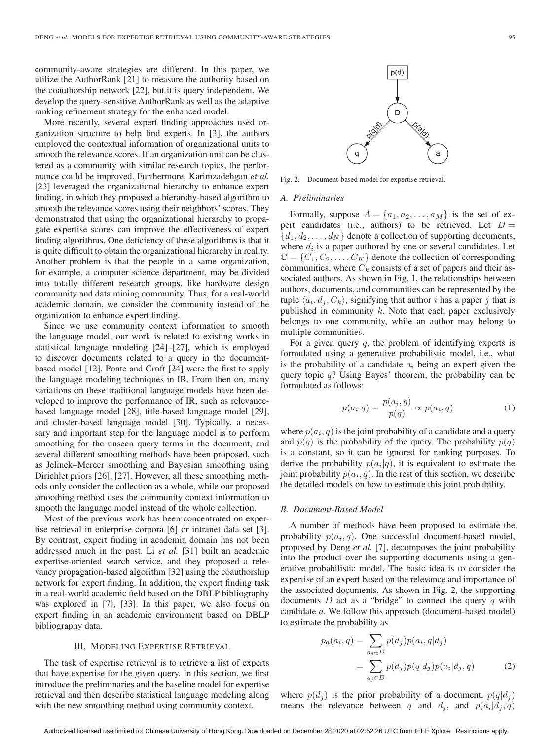community-aware strategies are different. In this paper, we utilize the AuthorRank [21] to measure the authority based on the coauthorship network [22], but it is query independent. We develop the query-sensitive AuthorRank as well as the adaptive ranking refinement strategy for the enhanced model.

More recently, several expert finding approaches used organization structure to help find experts. In [3], the authors employed the contextual information of organizational units to smooth the relevance scores. If an organization unit can be clustered as a community with similar research topics, the performance could be improved. Furthermore, Karimzadehgan *et al.* [23] leveraged the organizational hierarchy to enhance expert finding, in which they proposed a hierarchy-based algorithm to smooth the relevance scores using their neighbors' scores. They demonstrated that using the organizational hierarchy to propagate expertise scores can improve the effectiveness of expert finding algorithms. One deficiency of these algorithms is that it is quite difficult to obtain the organizational hierarchy in reality. Another problem is that the people in a same organization, for example, a computer science department, may be divided into totally different research groups, like hardware design community and data mining community. Thus, for a real-world academic domain, we consider the community instead of the organization to enhance expert finding.

Since we use community context information to smooth the language model, our work is related to existing works in statistical language modeling [24]–[27], which is employed to discover documents related to a query in the document-based model [12]. Ponte and Croft [24] were the first to apply the language modeling techniques in IR. From then on, many variations on these traditional language models have been developed to improve the performance of IR, such as relevance-based language model [28], title-based language model [29], and cluster-based language model [30]. Typically, a necessary and important step for the language model is to perform smoothing for the unseen query terms in the document, and several different smoothing methods have been proposed, such as Jelinek–Mercer smoothing and Bayesian smoothing using Dirichlet priors [26], [27]. However, all these smoothing methods only consider the collection as a whole, while our proposed smoothing method uses the community context information to smooth the language model instead of the whole collection.

Most of the previous work has been concentrated on expertise retrieval in enterprise corpora [6] or intranet data set [3]. By contrast, expert finding in academia domain has not been addressed much in the past. Li *et al.* [31] built an academic expertise-oriented search service, and they proposed a relevancy propagation-based algorithm [32] using the coauthorship network for expert finding. In addition, the expert finding task in a real-world academic field based on the DBLP bibliography was explored in [7], [33]. In this paper, we also focus on expert finding in an academic environment based on DBLP bibliography data.

## III. Modeling Expertise Retrieval

The task of expertise retrieval is to retrieve a list of experts that have expertise for the given query. In this section, we first introduce the preliminaries and the baseline model for expertise retrieval and then describe statistical language modeling along with the new smoothing method using community context.

Fig. 2. Document-based model for expertise retrieval.

### A. Preliminaries

Formally, suppose $A = \{a_1, a_2, \ldots, a_M\}$ is the set of expert candidates (i.e., authors) to be retrieved. Let $D = \{d_1, d_2, \ldots, d_N\}$ denote a collection of supporting documents, where $d_i$ is a paper authored by one or several candidates. Let $\mathbb{C} = \{C_1, C_2, \ldots, C_K\}$ denote the collection of corresponding communities, where $C_k$ consists of a set of papers and their associated authors. As shown in Fig. 1, the relationships between authors, documents, and communities can be represented by the tuple $\langle a_i, d_j, C_k \rangle$, signifying that author $i$ has a paper $j$ that is published in community $k$. Note that each paper exclusively belongs to one community, while an author may belong to multiple communities.

For a given query $q$, the problem of identifying experts is formulated using a generative probabilistic model, i.e., what is the probability of a candidate $a_i$ being an expert given the query topic $q$? Using Bayes' theorem, the probability can be formulated as follows:

$$p(a_i|q) = \frac{p(a_i, q)}{p(q)} \propto p(a_i, q) \tag{1}$$

where $p(a_i, q)$ is the joint probability of a candidate and a query and $p(q)$ is the probability of the query. The probability $p(q)$ is a constant, so it can be ignored for ranking purposes. To derive the probability $p(a_i|q)$, it is equivalent to estimate the joint probability $p(a_i, q)$. In the rest of this section, we describe the detailed models on how to estimate this joint probability.

### B. Document-Based Model

A number of methods have been proposed to estimate the probability $p(a_i, q)$. One successful document-based model, proposed by Deng *et al.* [7], decomposes the joint probability into the product over the supporting documents using a generative probabilistic model. The basic idea is to consider the expertise of an expert based on the relevance and importance of the associated documents. As shown in Fig. 2, the supporting documents $D$ act as a "bridge" to connect the query $q$ with candidate $a$. We follow this approach (document-based model) to estimate the probability as

$$\begin{aligned} p_d(a_i, q) &= \sum_{d_j \in D} p(d_j) p(a_i, q|d_j) \\ &= \sum_{d_j \in D} p(d_j) p(q|d_j) p(a_i|d_j, q) \end{aligned} \tag{2}$$

where $p(d_j)$ is the prior probability of a document, $p(q|d_j)$ means the relevance between $q$ and $d_j$, and $p(a_i|d_j, q)$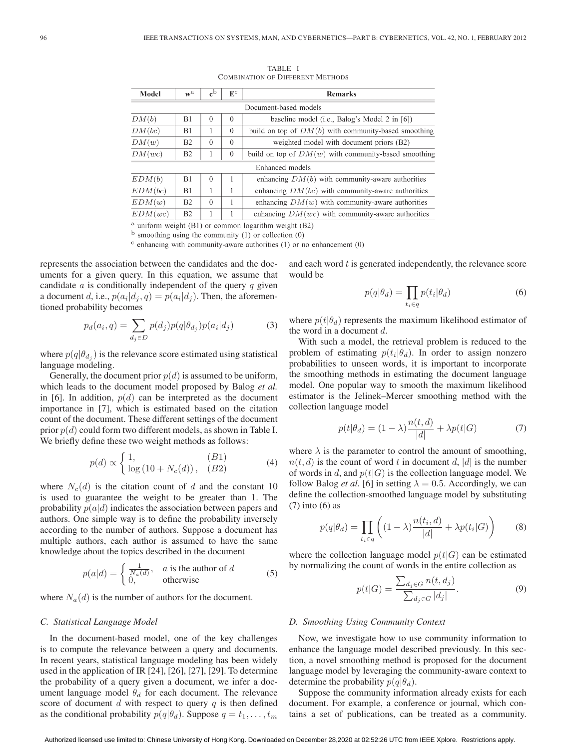TABLE I

COMBINATION OF DIFFERENT METHODS

| Model | $\mathbf{w}^{a}$ | $\mathbf{c}^{b}$ | $\mathbf{E}^{c}$ | Remarks |
|---|---|---|---|---|
| Document-based models | | | | |
| $DM(b)$ | B1 | 0 | 0 | baseline model (i.e., Balog's Model 2 in [6]) |
| $DM(bc)$ | B1 | 1 | 0 | build on top of $DM(b)$ with community-based smoothing |
| $DM(w)$ | B2 | 0 | 0 | weighted model with document priors (B2) |
| $DM(wc)$ | B2 | 1 | 0 | build on top of $DM(w)$ with community-based smoothing |
| Enhanced models | | | | |
| $EDM(b)$ | B1 | 0 | 1 | enhancing $DM(b)$ with community-aware authorities |
| $EDM(bc)$ | B1 | 1 | 1 | enhancing $DM(bc)$ with community-aware authorities |
| $EDM(w)$ | B2 | 0 | 1 | enhancing $DM(w)$ with community-aware authorities |
| $EDM(wc)$ | B2 | 1 | 1 | enhancing $DM(wc)$ with community-aware authorities |

[a] uniform weight (B1) or common logarithm weight (B2)

[b] smoothing using the community (1) or collection (0)

[c] enhancing with community-aware authorities (1) or no enhancement (0)

represents the association between the candidates and the documents for a given query. In this equation, we assume that candidate $a$ is conditionally independent of the query $q$ given a document $d$, i.e., $p(a_i|d_j, q) = p(a_i|d_j)$. Then, the aforementioned probability becomes

$$p_d(a_i, q) = \sum_{d_j \in D} p(d_j) p(q|\theta_{d_j}) p(a_i|d_j) \tag{3}$$

where $p(q|\theta_{d_j})$ is the relevance score estimated using statistical language modeling.

Generally, the document prior $p(d)$ is assumed to be uniform, which leads to the document model proposed by Balog *et al.* in [6]. In addition, $p(d)$ can be interpreted as the document importance in [7], which is estimated based on the citation count of the document. These different settings of the document prior $p(d)$ could form two different models, as shown in Table I. We briefly define these two weight methods as follows:

$$p(d) \propto \begin{cases} 1, & (B1) \\ \log\left(10 + N_c(d)\right), & (B2) \end{cases} \tag{4}$$

where $N_c(d)$ is the citation count of $d$ and the constant 10 is used to guarantee the weight to be greater than 1. The probability $p(a|d)$ indicates the association between papers and authors. One simple way is to define the probability inversely according to the number of authors. Suppose a document has multiple authors, each author is assumed to have the same knowledge about the topics described in the document

$$p(a|d) = \begin{cases} \frac{1}{N_a(d)}, & a \text{ is the author of } d \\ 0, & \text{otherwise} \end{cases} \tag{5}$$

where $N_a(d)$ is the number of authors for the document.

### C. Statistical Language Model

In the document-based model, one of the key challenges is to compute the relevance between a query and documents. In recent years, statistical language modeling has been widely used in the application of IR [24], [26], [27], [29]. To determine the probability of a query given a document, we infer a document language model $\theta_d$ for each document. The relevance score of document $d$ with respect to query $q$ is then defined as the conditional probability $p(q|\theta_d)$. Suppose $q = t_1, \ldots, t_m$ and each word $t$ is generated independently, the relevance score would be

$$p(q|\theta_d) = \prod_{t_i \in q} p(t_i|\theta_d) \tag{6}$$

where $p(t|\theta_d)$ represents the maximum likelihood estimator of the word in a document $d$.

With such a model, the retrieval problem is reduced to the problem of estimating $p(t_i|\theta_d)$. In order to assign nonzero probabilities to unseen words, it is important to incorporate the smoothing methods in estimating the document language model. One popular way to smooth the maximum likelihood estimator is the Jelinek–Mercer smoothing method with the collection language model

$$p(t|\theta_d) = (1 - \lambda)\frac{n(t, d)}{|d|} + \lambda p(t|G) \tag{7}$$

where $\lambda$ is the parameter to control the amount of smoothing, $n(t, d)$ is the count of word $t$ in document $d$, $|d|$ is the number of words in $d$, and $p(t|G)$ is the collection language model. We follow Balog *et al.* [6] in setting $\lambda = 0.5$. Accordingly, we can define the collection-smoothed language model by substituting (7) into (6) as

$$p(q|\theta_d) = \prod_{t_i \in q} \left( (1 - \lambda)\frac{n(t_i, d)}{|d|} + \lambda p(t_i|G) \right) \tag{8}$$

where the collection language model $p(t|G)$ can be estimated by normalizing the count of words in the entire collection as

$$p(t|G) = \frac{\sum_{d_j \in G} n(t, d_j)}{\sum_{d_j \in G} |d_j|}. \tag{9}$$

### D. Smoothing Using Community Context

Now, we investigate how to use community information to enhance the language model described previously. In this section, a novel smoothing method is proposed for the document language model by leveraging the community-aware context to determine the probability $p(q|\theta_d)$.

Suppose the community information already exists for each document. For example, a conference or journal, which contains a set of publications, can be treated as a community.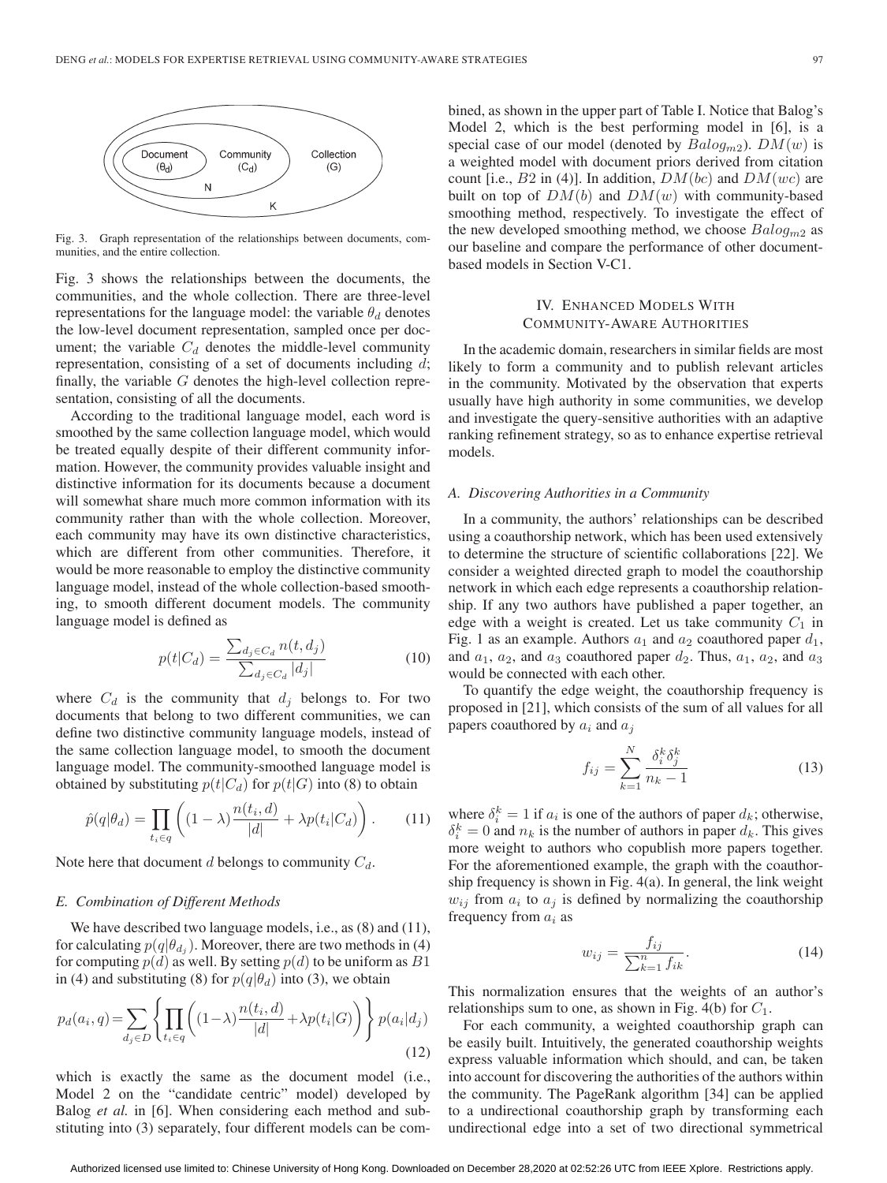Fig. 3. Graph representation of the relationships between documents, communities, and the entire collection.

Fig. 3 shows the relationships between the documents, the communities, and the whole collection. There are three-level representations for the language model: the variable $\theta_d$ denotes the low-level document representation, sampled once per document; the variable $C_d$ denotes the middle-level community representation, consisting of a set of documents including $d$; finally, the variable $G$ denotes the high-level collection representation, consisting of all the documents.

According to the traditional language model, each word is smoothed by the same collection language model, which would be treated equally despite of their different community information. However, the community provides valuable insight and distinctive information for its documents because a document will somewhat share much more common information with its community rather than with the whole collection. Moreover, each community may have its own distinctive characteristics, which are different from other communities. Therefore, it would be more reasonable to employ the distinctive community language model, instead of the whole collection-based smoothing, to smooth different document models. The community language model is defined as

$$p(t|C_d) = \frac{\sum_{d_j \in C_d} n(t, d_j)}{\sum_{d_j \in C_d} |d_j|} \tag{10}$$

where $C_d$ is the community that $d_j$ belongs to. For two documents that belong to two different communities, we can define two distinctive community language models, instead of the same collection language model, to smooth the document language model. The community-smoothed language model is obtained by substituting $p(t|C_d)$ for $p(t|G)$ into (8) to obtain

$$\hat{p}(q|\theta_d) = \prod_{t_i \in q} \left( (1 - \lambda) \frac{n(t_i, d)}{|d|} + \lambda p(t_i|C_d) \right). \tag{11}$$

Note here that document $d$ belongs to community $C_d$.

### *E. Combination of Different Methods*

We have described two language models, i.e., as (8) and (11), for calculating $p(q|\theta_{d_j})$. Moreover, there are two methods in (4) for computing $p(d)$ as well. By setting $p(d)$ to be uniform as $B1$ in (4) and substituting (8) for $p(q|\theta_d)$ into (3), we obtain

$$p_d(a_i, q) = \sum_{d_j \in D} \left\{ \prod_{t_i \in q} \left( (1 - \lambda) \frac{n(t_i, d)}{|d|} + \lambda p(t_i|G) \right) \right\} p(a_i|d_j) \tag{12}$$

which is exactly the same as the document model (i.e., Model 2 on the "candidate centric" model) developed by Balog *et al.* in [6]. When considering each method and substituting into (3) separately, four different models can be combined, as shown in the upper part of Table I. Notice that Balog's Model 2, which is the best performing model in [6], is a special case of our model (denoted by $Balog_{m2}$). $DM(w)$ is a weighted model with document priors derived from citation count [i.e., $B2$ in (4)]. In addition, $DM(bc)$ and $DM(wc)$ are built on top of $DM(b)$ and $DM(w)$ with community-based smoothing method, respectively. To investigate the effect of the new developed smoothing method, we choose $Balog_{m2}$ as our baseline and compare the performance of other document-based models in Section V-C1.

## IV. Enhanced Models With Community-Aware Authorities

In the academic domain, researchers in similar fields are most likely to form a community and to publish relevant articles in the community. Motivated by the observation that experts usually have high authority in some communities, we develop and investigate the query-sensitive authorities with an adaptive ranking refinement strategy, so as to enhance expertise retrieval models.

### *A. Discovering Authorities in a Community*

In a community, the authors' relationships can be described using a coauthorship network, which has been used extensively to determine the structure of scientific collaborations [22]. We consider a weighted directed graph to model the coauthorship network in which each edge represents a coauthorship relationship. If any two authors have published a paper together, an edge with a weight is created. Let us take community $C_1$ in Fig. 1 as an example. Authors $a_1$ and $a_2$ coauthored paper $d_1$, and $a_1$, $a_2$, and $a_3$ coauthored paper $d_2$. Thus, $a_1$, $a_2$, and $a_3$ would be connected with each other.

To quantify the edge weight, the coauthorship frequency is proposed in [21], which consists of the sum of all values for all papers coauthored by $a_i$ and $a_j$

$$f_{ij} = \sum_{k=1}^{N} \frac{\delta_i^k \delta_j^k}{n_k - 1} \tag{13}$$

where $\delta_i^k = 1$ if $a_i$ is one of the authors of paper $d_k$; otherwise, $\delta_i^k = 0$ and $n_k$ is the number of authors in paper $d_k$. This gives more weight to authors who copublish more papers together. For the aforementioned example, the graph with the coauthorship frequency is shown in Fig. 4(a). In general, the link weight $w_{ij}$ from $a_i$ to $a_j$ is defined by normalizing the coauthorship frequency from $a_i$ as

$$w_{ij} = \frac{f_{ij}}{\sum_{k=1}^{n} f_{ik}}. \tag{14}$$

This normalization ensures that the weights of an author's relationships sum to one, as shown in Fig. 4(b) for $C_1$.

For each community, a weighted coauthorship graph can be easily built. Intuitively, the generated coauthorship weights express valuable information which should, and can, be taken into account for discovering the authorities of the authors within the community. The PageRank algorithm [34] can be applied to a undirectional coauthorship graph by transforming each undirectional edge into a set of two directional symmetrical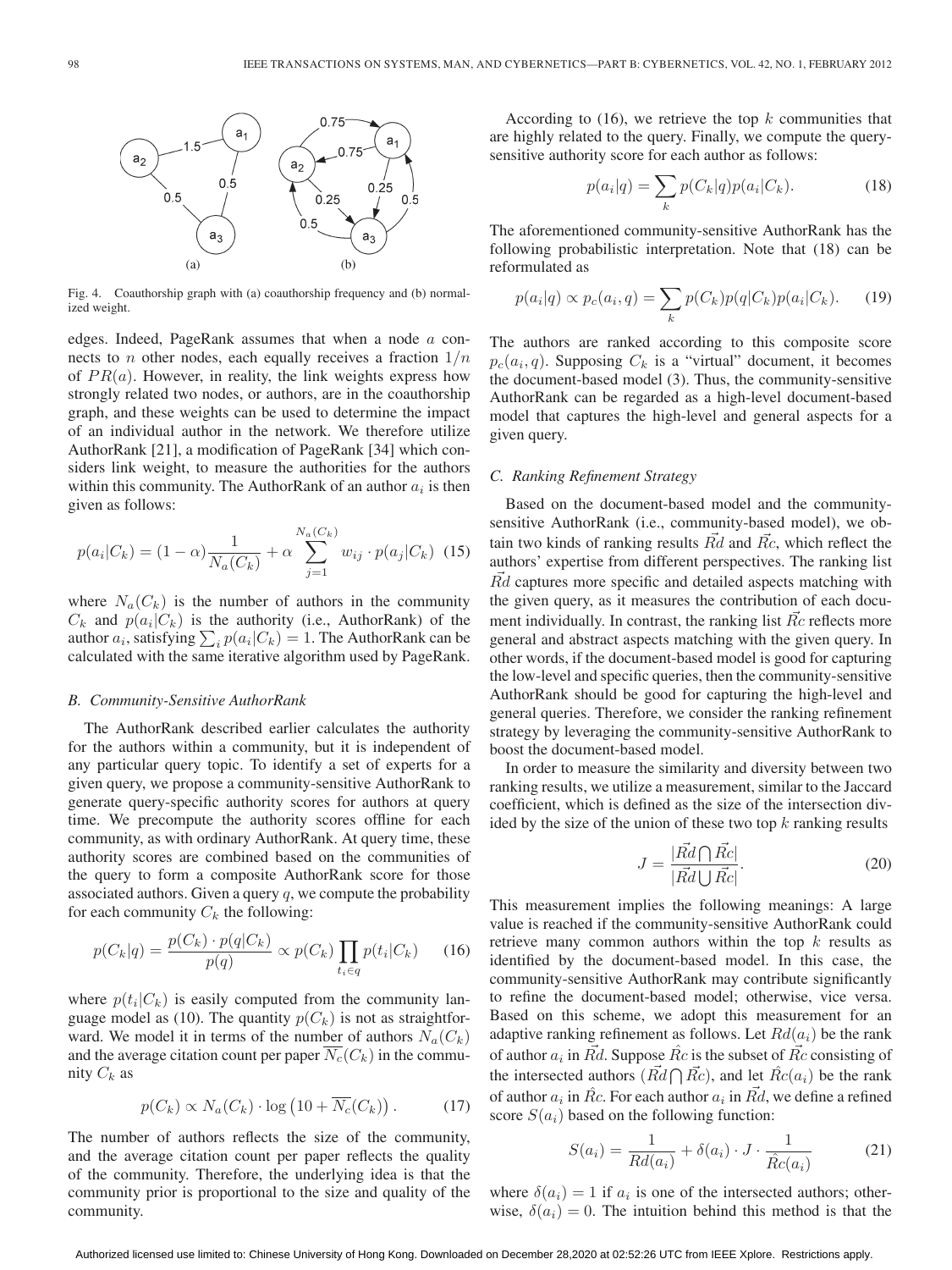Fig. 4. Coauthorship graph with (a) coauthorship frequency and (b) normalized weight.

edges. Indeed, PageRank assumes that when a node $a$ connects to $n$ other nodes, each equally receives a fraction $1/n$ of $PR(a)$. However, in reality, the link weights express how strongly related two nodes, or authors, are in the coauthorship graph, and these weights can be used to determine the impact of an individual author in the network. We therefore utilize AuthorRank [21], a modification of PageRank [34] which considers link weight, to measure the authorities for the authors within this community. The AuthorRank of an author $a_i$ is then given as follows:

$$p(a_i|C_k) = (1-\alpha)\frac{1}{N_a(C_k)} + \alpha \sum_{j=1}^{N_a(C_k)} w_{ij} \cdot p(a_j|C_k) \quad (15)$$

where $N_a(C_k)$ is the number of authors in the community $C_k$ and $p(a_i|C_k)$ is the authority (i.e., AuthorRank) of the author $a_i$, satisfying $\sum_i p(a_i|C_k) = 1$. The AuthorRank can be calculated with the same iterative algorithm used by PageRank.

### B. Community-Sensitive AuthorRank

The AuthorRank described earlier calculates the authority for the authors within a community, but it is independent of any particular query topic. To identify a set of experts for a given query, we propose a community-sensitive AuthorRank to generate query-specific authority scores for authors at query time. We precompute the authority scores offline for each community, as with ordinary AuthorRank. At query time, these authority scores are combined based on the communities of the query to form a composite AuthorRank score for those associated authors. Given a query $q$, we compute the probability for each community $C_k$ the following:

$$p(C_k|q) = \frac{p(C_k) \cdot p(q|C_k)}{p(q)} \propto p(C_k) \prod_{t_i \in q} p(t_i|C_k) \quad (16)$$

where $p(t_i|C_k)$ is easily computed from the community language model as (10). The quantity $p(C_k)$ is not as straightforward. We model it in terms of the number of authors $N_a(C_k)$ and the average citation count per paper $\overline{N_c}(C_k)$ in the community $C_k$ as

$$p(C_k) \propto N_a(C_k) \cdot \log\left(10 + \overline{N_c}(C_k)\right). \quad (17)$$

The number of authors reflects the size of the community, and the average citation count per paper reflects the quality of the community. Therefore, the underlying idea is that the community prior is proportional to the size and quality of the community.

According to (16), we retrieve the top $k$ communities that are highly related to the query. Finally, we compute the query-sensitive authority score for each author as follows:

$$p(a_i|q) = \sum_k p(C_k|q)p(a_i|C_k). \quad (18)$$

The aforementioned community-sensitive AuthorRank has the following probabilistic interpretation. Note that (18) can be reformulated as

$$p(a_i|q) \propto p_c(a_i, q) = \sum_k p(C_k)p(q|C_k)p(a_i|C_k). \quad (19)$$

The authors are ranked according to this composite score $p_c(a_i, q)$. Supposing $C_k$ is a "virtual" document, it becomes the document-based model (3). Thus, the community-sensitive AuthorRank can be regarded as a high-level document-based model that captures the high-level and general aspects for a given query.

### C. Ranking Refinement Strategy

Based on the document-based model and the community-sensitive AuthorRank (i.e., community-based model), we obtain two kinds of ranking results $\vec{Rd}$ and $\vec{Rc}$, which reflect the authors' expertise from different perspectives. The ranking list $\vec{Rd}$ captures more specific and detailed aspects matching with the given query, as it measures the contribution of each document individually. In contrast, the ranking list $\vec{Rc}$ reflects more general and abstract aspects matching with the given query. In other words, if the document-based model is good for capturing the low-level and specific queries, then the community-sensitive AuthorRank should be good for capturing the high-level and general queries. Therefore, we consider the ranking refinement strategy by leveraging the community-sensitive AuthorRank to boost the document-based model.

In order to measure the similarity and diversity between two ranking results, we utilize a measurement, similar to the Jaccard coefficient, which is defined as the size of the intersection divided by the size of the union of these two top $k$ ranking results

$$J = \frac{|\vec{Rd} \bigcap \vec{Rc}|}{|\vec{Rd} \bigcup \vec{Rc}|}. \quad (20)$$

This measurement implies the following meanings: A large value is reached if the community-sensitive AuthorRank could retrieve many common authors within the top $k$ results as identified by the document-based model. In this case, the community-sensitive AuthorRank may contribute significantly to refine the document-based model; otherwise, vice versa. Based on this scheme, we adopt this measurement for an adaptive ranking refinement as follows. Let $Rd(a_i)$ be the rank of author $a_i$ in $\vec{Rd}$. Suppose $\hat{Rc}$ is the subset of $\vec{Rc}$ consisting of the intersected authors ($\vec{Rd} \bigcap \vec{Rc}$), and let $\hat{Rc}(a_i)$ be the rank of author $a_i$ in $\hat{Rc}$. For each author $a_i$ in $\vec{Rd}$, we define a refined score $S(a_i)$ based on the following function:

$$S(a_i) = \frac{1}{Rd(a_i)} + \delta(a_i) \cdot J \cdot \frac{1}{\hat{Rc}(a_i)} \quad (21)$$

where $\delta(a_i) = 1$ if $a_i$ is one of the intersected authors; otherwise, $\delta(a_i) = 0$. The intuition behind this method is that the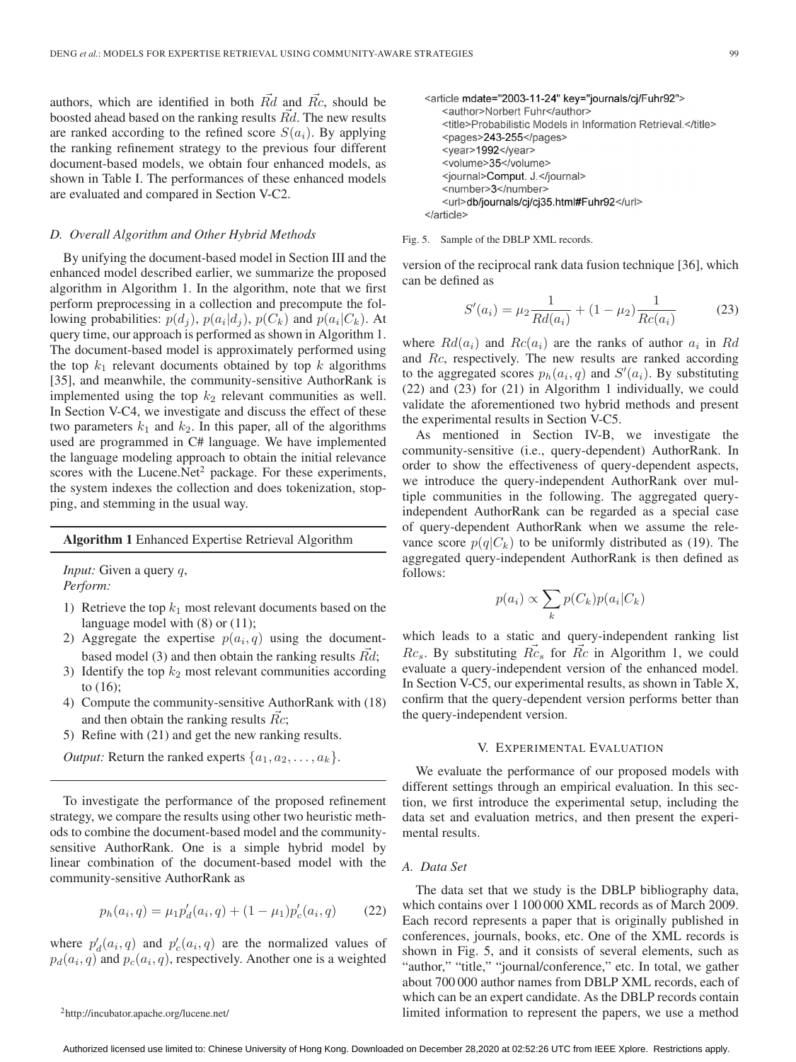authors, which are identified in both $\vec{Rd}$ and $\vec{Rc}$, should be boosted ahead based on the ranking results $\vec{Rd}$. The new results are ranked according to the refined score $S(a_i)$. By applying the ranking refinement strategy to the previous four different document-based models, we obtain four enhanced models, as shown in Table I. The performances of these enhanced models are evaluated and compared in Section V-C2.

### D. Overall Algorithm and Other Hybrid Methods

By unifying the document-based model in Section III and the enhanced model described earlier, we summarize the proposed algorithm in Algorithm 1. In the algorithm, note that we first perform preprocessing in a collection and precompute the following probabilities: $p(d_j)$, $p(a_i|d_j)$, $p(C_k)$ and $p(a_i|C_k)$. At query time, our approach is performed as shown in Algorithm 1. The document-based model is approximately performed using the top $k_1$ relevant documents obtained by top $k$ algorithms [35], and meanwhile, the community-sensitive AuthorRank is implemented using the top $k_2$ relevant communities as well. In Section V-C4, we investigate and discuss the effect of these two parameters $k_1$ and $k_2$. In this paper, all of the algorithms used are programmed in C# language. We have implemented the language modeling approach to obtain the initial relevance scores with the Lucene.Net[2] package. For these experiments, the system indexes the collection and does tokenization, stopping, and stemming in the usual way.

---

**Algorithm 1** Enhanced Expertise Retrieval Algorithm

---

*Input:* Given a query $q$,
*Perform:*

1) Retrieve the top $k_1$ most relevant documents based on the language model with (8) or (11);
2) Aggregate the expertise $p(a_i, q)$ using the document-based model (3) and then obtain the ranking results $\vec{Rd}$;
3) Identify the top $k_2$ most relevant communities according to (16);
4) Compute the community-sensitive AuthorRank with (18) and then obtain the ranking results $\vec{Rc}$;
5) Refine with (21) and get the new ranking results.

*Output:* Return the ranked experts $\{a_1, a_2, \ldots, a_k\}$.

---

To investigate the performance of the proposed refinement strategy, we compare the results using other two heuristic methods to combine the document-based model and the community-sensitive AuthorRank. One is a simple hybrid model by linear combination of the document-based model with the community-sensitive AuthorRank as

$$p_h(a_i, q) = \mu_1 p'_d(a_i, q) + (1 - \mu_1) p'_c(a_i, q) \tag{22}$$

where $p'_d(a_i, q)$ and $p'_c(a_i, q)$ are the normalized values of $p_d(a_i, q)$ and $p_c(a_i, q)$, respectively. Another one is a weighted version of the reciprocal rank data fusion technique [36], which can be defined as

$$S'(a_i) = \mu_2 \frac{1}{Rd(a_i)} + (1 - \mu_2) \frac{1}{Rc(a_i)} \tag{23}$$

where $Rd(a_i)$ and $Rc(a_i)$ are the ranks of author $a_i$ in $Rd$ and $Rc$, respectively. The new results are ranked according to the aggregated scores $p_h(a_i, q)$ and $S'(a_i)$. By substituting (22) and (23) for (21) in Algorithm 1 individually, we could validate the aforementioned two hybrid methods and present the experimental results in Section V-C5.

As mentioned in Section IV-B, we investigate the community-sensitive (i.e., query-dependent) AuthorRank. In order to show the effectiveness of query-dependent aspects, we introduce the query-independent AuthorRank over multiple communities in the following. The aggregated query-independent AuthorRank can be regarded as a special case of query-dependent AuthorRank when we assume the relevance score $p(q|C_k)$ to be uniformly distributed as (19). The aggregated query-independent AuthorRank is then defined as follows:

$$p(a_i) \propto \sum_k p(C_k) p(a_i|C_k)$$

which leads to a static and query-independent ranking list $Rc_s$. By substituting $\vec{Rc}_s$ for $\vec{Rc}$ in Algorithm 1, we could evaluate a query-independent version of the enhanced model. In Section V-C5, our experimental results, as shown in Table X, confirm that the query-dependent version performs better than the query-independent version.

```
<article mdate="2003-11-24" key="journals/cj/Fuhr92">
    <author>Norbert Fuhr</author>
    <title>Probabilistic Models in Information Retrieval.</title>
    <pages>243-255</pages>
    <year>1992</year>
    <volume>35</volume>
    <journal>Comput. J.</journal>
    <number>3</number>
    <url>db/journals/cj/cj35.html#Fuhr92</url>
</article>
```

Fig. 5. Sample of the DBLP XML records.

## V. Experimental Evaluation

We evaluate the performance of our proposed models with different settings through an empirical evaluation. In this section, we first introduce the experimental setup, including the data set and evaluation metrics, and then present the experimental results.

### A. Data Set

The data set that we study is the DBLP bibliography data, which contains over 1 100 000 XML records as of March 2009. Each record represents a paper that is originally published in conferences, journals, books, etc. One of the XML records is shown in Fig. 5, and it consists of several elements, such as "author," "title," "journal/conference," etc. In total, we gather about 700 000 author names from DBLP XML records, each of which can be an expert candidate. As the DBLP records contain limited information to represent the papers, we use a method

[2] http://incubator.apache.org/lucene.net/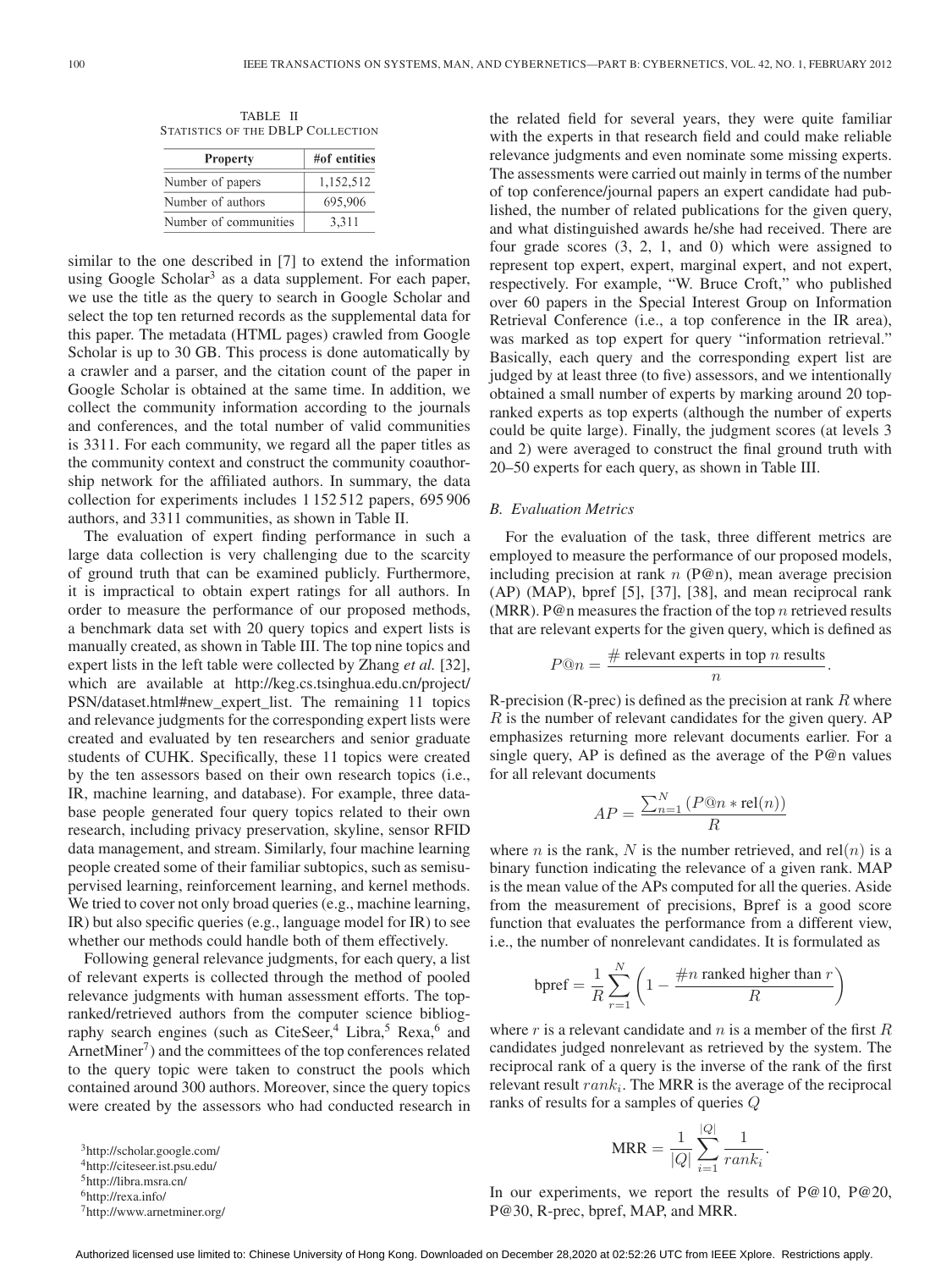TABLE II
STATISTICS OF THE DBLP COLLECTION

| Property | #of entities |
|---|---|
| Number of papers | 1,152,512 |
| Number of authors | 695,906 |
| Number of communities | 3,311 |

similar to the one described in [7] to extend the information using Google Scholar[3] as a data supplement. For each paper, we use the title as the query to search in Google Scholar and select the top ten returned records as the supplemental data for this paper. The metadata (HTML pages) crawled from Google Scholar is up to 30 GB. This process is done automatically by a crawler and a parser, and the citation count of the paper in Google Scholar is obtained at the same time. In addition, we collect the community information according to the journals and conferences, and the total number of valid communities is 3311. For each community, we regard all the paper titles as the community context and construct the community coauthorship network for the affiliated authors. In summary, the data collection for experiments includes 1 152 512 papers, 695 906 authors, and 3311 communities, as shown in Table II.

The evaluation of expert finding performance in such a large data collection is very challenging due to the scarcity of ground truth that can be examined publicly. Furthermore, it is impractical to obtain expert ratings for all authors. In order to measure the performance of our proposed methods, a benchmark data set with 20 query topics and expert lists is manually created, as shown in Table III. The top nine topics and expert lists in the left table were collected by Zhang *et al.* [32], which are available at http://keg.cs.tsinghua.edu.cn/project/PSN/dataset.html#new_expert_list. The remaining 11 topics and relevance judgments for the corresponding expert lists were created and evaluated by ten researchers and senior graduate students of CUHK. Specifically, these 11 topics were created by the ten assessors based on their own research topics (i.e., IR, machine learning, and database). For example, three database people generated four query topics related to their own research, including privacy preservation, skyline, sensor RFID data management, and stream. Similarly, four machine learning people created some of their familiar subtopics, such as semisupervised learning, reinforcement learning, and kernel methods. We tried to cover not only broad queries (e.g., machine learning, IR) but also specific queries (e.g., language model for IR) to see whether our methods could handle both of them effectively.

Following general relevance judgments, for each query, a list of relevant experts is collected through the method of pooled relevance judgments with human assessment efforts. The top-ranked/retrieved authors from the computer science bibliography search engines (such as CiteSeer,[4] Libra,[5] Rexa,[6] and ArnetMiner[7]) and the committees of the top conferences related to the query topic were taken to construct the pools which contained around 300 authors. Moreover, since the query topics were created by the assessors who had conducted research in the related field for several years, they were quite familiar with the experts in that research field and could make reliable relevance judgments and even nominate some missing experts. The assessments were carried out mainly in terms of the number of top conference/journal papers an expert candidate had published, the number of related publications for the given query, and what distinguished awards he/she had received. There are four grade scores (3, 2, 1, and 0) which were assigned to represent top expert, expert, marginal expert, and not expert, respectively. For example, "W. Bruce Croft," who published over 60 papers in the Special Interest Group on Information Retrieval Conference (i.e., a top conference in the IR area), was marked as top expert for query "information retrieval." Basically, each query and the corresponding expert list are judged by at least three (to five) assessors, and we intentionally obtained a small number of experts by marking around 20 top-ranked experts as top experts (although the number of experts could be quite large). Finally, the judgment scores (at levels 3 and 2) were averaged to construct the final ground truth with 20–50 experts for each query, as shown in Table III.

### B. Evaluation Metrics

For the evaluation of the task, three different metrics are employed to measure the performance of our proposed models, including precision at rank $n$ (P@n), mean average precision (AP) (MAP), bpref [5], [37], [38], and mean reciprocal rank (MRR). P@n measures the fraction of the top $n$ retrieved results that are relevant experts for the given query, which is defined as

$$P@n = \frac{\#\text{ relevant experts in top } n \text{ results}}{n}.$$

R-precision (R-prec) is defined as the precision at rank $R$ where $R$ is the number of relevant candidates for the given query. AP emphasizes returning more relevant documents earlier. For a single query, AP is defined as the average of the P@n values for all relevant documents

$$AP = \frac{\sum_{n=1}^{N} (P@n * \text{rel}(n))}{R}$$

where $n$ is the rank, $N$ is the number retrieved, and $\text{rel}(n)$ is a binary function indicating the relevance of a given rank. MAP is the mean value of the APs computed for all the queries. Aside from the measurement of precisions, Bpref is a good score function that evaluates the performance from a different view, i.e., the number of nonrelevant candidates. It is formulated as

$$\text{bpref} = \frac{1}{R}\sum_{r=1}^{N}\left(1 - \frac{\#n \text{ ranked higher than } r}{R}\right)$$

where $r$ is a relevant candidate and $n$ is a member of the first $R$ candidates judged nonrelevant as retrieved by the system. The reciprocal rank of a query is the inverse of the rank of the first relevant result $rank_i$. The MRR is the average of the reciprocal ranks of results for a samples of queries $Q$

$$\text{MRR} = \frac{1}{|Q|}\sum_{i=1}^{|Q|}\frac{1}{rank_i}.$$

In our experiments, we report the results of P@10, P@20, P@30, R-prec, bpref, MAP, and MRR.

[3]http://scholar.google.com/
[4]http://citeseer.ist.psu.edu/
[5]http://libra.msra.cn/
[6]http://rexa.info/
[7]http://www.arnetminer.org/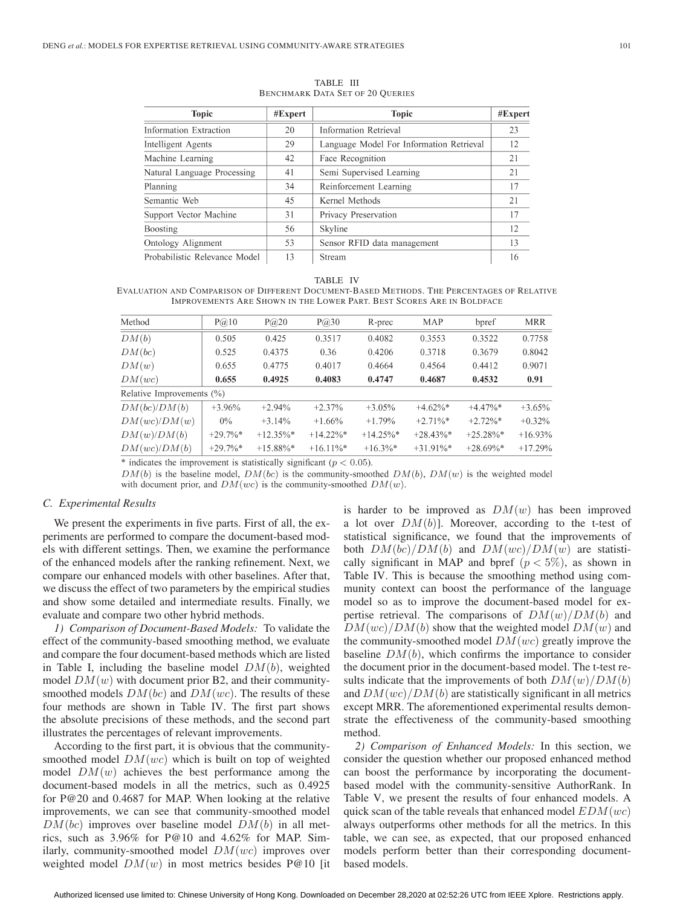TABLE III
BENCHMARK DATA SET OF 20 QUERIES

| Topic | #Expert | Topic | #Expert |
|---|---|---|---|
| Information Extraction | 20 | Information Retrieval | 23 |
| Intelligent Agents | 29 | Language Model For Information Retrieval | 12 |
| Machine Learning | 42 | Face Recognition | 21 |
| Natural Language Processing | 41 | Semi Supervised Learning | 21 |
| Planning | 34 | Reinforcement Learning | 17 |
| Semantic Web | 45 | Kernel Methods | 21 |
| Support Vector Machine | 31 | Privacy Preservation | 17 |
| Boosting | 56 | Skyline | 12 |
| Ontology Alignment | 53 | Sensor RFID data management | 13 |
| Probabilistic Relevance Model | 13 | Stream | 16 |

TABLE IV
EVALUATION AND COMPARISON OF DIFFERENT DOCUMENT-BASED METHODS. THE PERCENTAGES OF RELATIVE IMPROVEMENTS ARE SHOWN IN THE LOWER PART. BEST SCORES ARE IN BOLDFACE

| Method | P@10 | P@20 | P@30 | R-prec | MAP | bpref | MRR |
|---|---|---|---|---|---|---|---|
| $DM(b)$ | 0.505 | 0.425 | 0.3517 | 0.4082 | 0.3553 | 0.3522 | 0.7758 |
| $DM(bc)$ | 0.525 | 0.4375 | 0.36 | 0.4206 | 0.3718 | 0.3679 | 0.8042 |
| $DM(w)$ | 0.655 | 0.4775 | 0.4017 | 0.4664 | 0.4564 | 0.4412 | 0.9071 |
| $DM(wc)$ | **0.655** | **0.4925** | **0.4083** | **0.4747** | **0.4687** | **0.4532** | **0.91** |
| Relative Improvements (%) | | | | | | | |
| $DM(bc)/DM(b)$ | +3.96% | +2.94% | +2.37% | +3.05% | +4.62%* | +4.47%* | +3.65% |
| $DM(wc)/DM(w)$ | 0% | +3.14% | +1.66% | +1.79% | +2.71%* | +2.72%* | +0.32% |
| $DM(w)/DM(b)$ | +29.7%* | +12.35%* | +14.22%* | +14.25%* | +28.43%* | +25.28%* | +16.93% |
| $DM(wc)/DM(b)$ | +29.7%* | +15.88%* | +16.11%* | +16.3%* | +31.91%* | +28.69%* | +17.29% |

* indicates the improvement is statistically significant ($p < 0.05$).
$DM(b)$ is the baseline model, $DM(bc)$ is the community-smoothed $DM(b)$, $DM(w)$ is the weighted model with document prior, and $DM(wc)$ is the community-smoothed $DM(w)$.

### C. Experimental Results

We present the experiments in five parts. First of all, the experiments are performed to compare the document-based models with different settings. Then, we examine the performance of the enhanced models after the ranking refinement. Next, we compare our enhanced models with other baselines. After that, we discuss the effect of two parameters by the empirical studies and show some detailed and intermediate results. Finally, we evaluate and compare two other hybrid methods.

*1) Comparison of Document-Based Models:* To validate the effect of the community-based smoothing method, we evaluate and compare the four document-based methods which are listed in Table I, including the baseline model $DM(b)$, weighted model $DM(w)$ with document prior B2, and their community-smoothed models $DM(bc)$ and $DM(wc)$. The results of these four methods are shown in Table IV. The first part shows the absolute precisions of these methods, and the second part illustrates the percentages of relevant improvements.

According to the first part, it is obvious that the community-smoothed model $DM(wc)$ which is built on top of weighted model $DM(w)$ achieves the best performance among the document-based models in all the metrics, such as 0.4925 for P@20 and 0.4687 for MAP. When looking at the relative improvements, we can see that community-smoothed model $DM(bc)$ improves over baseline model $DM(b)$ in all metrics, such as 3.96% for P@10 and 4.62% for MAP. Similarly, community-smoothed model $DM(wc)$ improves over weighted model $DM(w)$ in most metrics besides P@10 [it is harder to be improved as $DM(w)$ has been improved a lot over $DM(b)$]. Moreover, according to the t-test of statistical significance, we found that the improvements of both $DM(bc)/DM(b)$ and $DM(wc)/DM(w)$ are statistically significant in MAP and bpref ($p < 5\%$), as shown in Table IV. This is because the smoothing method using community context can boost the performance of the language model so as to improve the document-based model for expertise retrieval. The comparisons of $DM(w)/DM(b)$ and $DM(wc)/DM(b)$ show that the weighted model $DM(w)$ and the community-smoothed model $DM(wc)$ greatly improve the baseline $DM(b)$, which confirms the importance to consider the document prior in the document-based model. The t-test results indicate that the improvements of both $DM(w)/DM(b)$ and $DM(wc)/DM(b)$ are statistically significant in all metrics except MRR. The aforementioned experimental results demonstrate the effectiveness of the community-based smoothing method.

*2) Comparison of Enhanced Models:* In this section, we consider the question whether our proposed enhanced method can boost the performance by incorporating the document-based model with the community-sensitive AuthorRank. In Table V, we present the results of four enhanced models. A quick scan of the table reveals that enhanced model $EDM(wc)$ always outperforms other methods for all the metrics. In this table, we can see, as expected, that our proposed enhanced models perform better than their corresponding document-based models.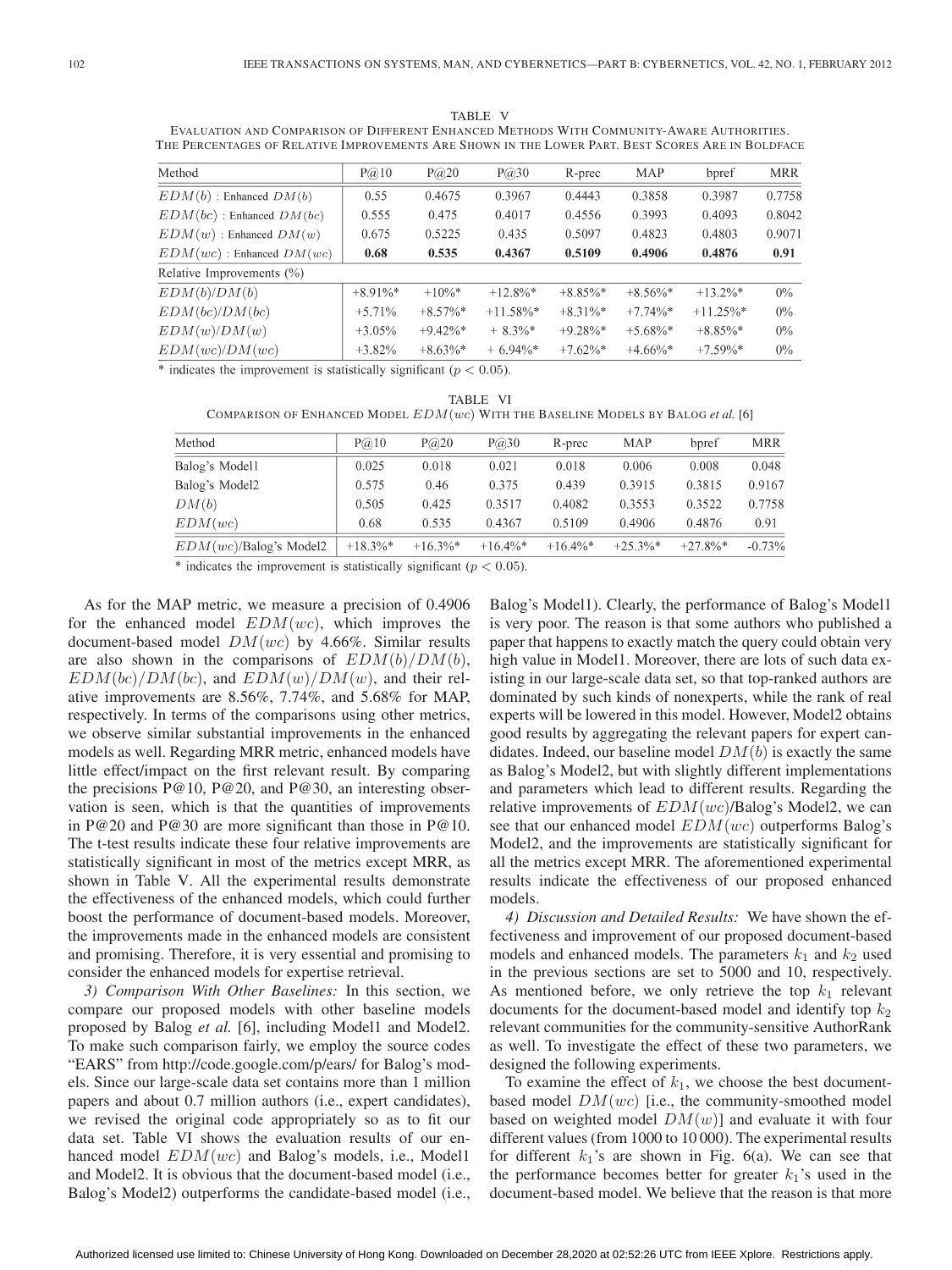TABLE V
EVALUATION AND COMPARISON OF DIFFERENT ENHANCED METHODS WITH COMMUNITY-AWARE AUTHORITIES. THE PERCENTAGES OF RELATIVE IMPROVEMENTS ARE SHOWN IN THE LOWER PART. BEST SCORES ARE IN BOLDFACE

| Method | P@10 | P@20 | P@30 | R-prec | MAP | bpref | MRR |
|---|---|---|---|---|---|---|---|
| $EDM(b)$ : Enhanced $DM(b)$ | 0.55 | 0.4675 | 0.3967 | 0.4443 | 0.3858 | 0.3987 | 0.7758 |
| $EDM(bc)$ : Enhanced $DM(bc)$ | 0.555 | 0.475 | 0.4017 | 0.4556 | 0.3993 | 0.4093 | 0.8042 |
| $EDM(w)$ : Enhanced $DM(w)$ | 0.675 | 0.5225 | 0.435 | 0.5097 | 0.4823 | 0.4803 | 0.9071 |
| $EDM(wc)$ : Enhanced $DM(wc)$ | **0.68** | **0.535** | **0.4367** | **0.5109** | **0.4906** | **0.4876** | **0.91** |
| Relative Improvements (%) | | | | | | | |
| $EDM(b)/DM(b)$ | +8.91%* | +10%* | +12.8%* | +8.85%* | +8.56%* | +13.2%* | 0% |
| $EDM(bc)/DM(bc)$ | +5.71% | +8.57%* | +11.58%* | +8.31%* | +7.74%* | +11.25%* | 0% |
| $EDM(w)/DM(w)$ | +3.05% | +9.42%* | + 8.3%* | +9.28%* | +5.68%* | +8.85%* | 0% |
| $EDM(wc)/DM(wc)$ | +3.82% | +8.63%* | + 6.94%* | +7.62%* | +4.66%* | +7.59%* | 0% |

* indicates the improvement is statistically significant ($p < 0.05$).

TABLE VI
COMPARISON OF ENHANCED MODEL $EDM(wc)$ WITH THE BASELINE MODELS BY BALOG *et al.* [6]

| Method | P@10 | P@20 | P@30 | R-prec | MAP | bpref | MRR |
|---|---|---|---|---|---|---|---|
| Balog's Model1 | 0.025 | 0.018 | 0.021 | 0.018 | 0.006 | 0.008 | 0.048 |
| Balog's Model2 | 0.575 | 0.46 | 0.375 | 0.439 | 0.3915 | 0.3815 | 0.9167 |
| $DM(b)$ | 0.505 | 0.425 | 0.3517 | 0.4082 | 0.3553 | 0.3522 | 0.7758 |
| $EDM(wc)$ | 0.68 | 0.535 | 0.4367 | 0.5109 | 0.4906 | 0.4876 | 0.91 |
| $EDM(wc)$/Balog's Model2 | +18.3%* | +16.3%* | +16.4%* | +16.4%* | +25.3%* | +27.8%* | -0.73% |

* indicates the improvement is statistically significant ($p < 0.05$).

As for the MAP metric, we measure a precision of 0.4906 for the enhanced model $EDM(wc)$, which improves the document-based model $DM(wc)$ by 4.66%. Similar results are also shown in the comparisons of $EDM(b)/DM(b)$, $EDM(bc)/DM(bc)$, and $EDM(w)/DM(w)$, and their relative improvements are 8.56%, 7.74%, and 5.68% for MAP, respectively. In terms of the comparisons using other metrics, we observe similar substantial improvements in the enhanced models as well. Regarding MRR metric, enhanced models have little effect/impact on the first relevant result. By comparing the precisions P@10, P@20, and P@30, an interesting observation is seen, which is that the quantities of improvements in P@20 and P@30 are more significant than those in P@10. The t-test results indicate these four relative improvements are statistically significant in most of the metrics except MRR, as shown in Table V. All the experimental results demonstrate the effectiveness of the enhanced models, which could further boost the performance of document-based models. Moreover, the improvements made in the enhanced models are consistent and promising. Therefore, it is very essential and promising to consider the enhanced models for expertise retrieval.

*3) Comparison With Other Baselines:* In this section, we compare our proposed models with other baseline models proposed by Balog *et al.* [6], including Model1 and Model2. To make such comparison fairly, we employ the source codes "EARS" from http://code.google.com/p/ears/ for Balog's models. Since our large-scale data set contains more than 1 million papers and about 0.7 million authors (i.e., expert candidates), we revised the original code appropriately so as to fit our data set. Table VI shows the evaluation results of our enhanced model $EDM(wc)$ and Balog's models, i.e., Model1 and Model2. It is obvious that the document-based model (i.e., Balog's Model2) outperforms the candidate-based model (i.e., Balog's Model1). Clearly, the performance of Balog's Model1 is very poor. The reason is that some authors who published a paper that happens to exactly match the query could obtain very high value in Model1. Moreover, there are lots of such data existing in our large-scale data set, so that top-ranked authors are dominated by such kinds of nonexperts, while the rank of real experts will be lowered in this model. However, Model2 obtains good results by aggregating the relevant papers for expert candidates. Indeed, our baseline model $DM(b)$ is exactly the same as Balog's Model2, but with slightly different implementations and parameters which lead to different results. Regarding the relative improvements of $EDM(wc)$/Balog's Model2, we can see that our enhanced model $EDM(wc)$ outperforms Balog's Model2, and the improvements are statistically significant for all the metrics except MRR. The aforementioned experimental results indicate the effectiveness of our proposed enhanced models.

*4) Discussion and Detailed Results:* We have shown the effectiveness and improvement of our proposed document-based models and enhanced models. The parameters $k_1$ and $k_2$ used in the previous sections are set to 5000 and 10, respectively. As mentioned before, we only retrieve the top $k_1$ relevant documents for the document-based model and identify top $k_2$ relevant communities for the community-sensitive AuthorRank as well. To investigate the effect of these two parameters, we designed the following experiments.

To examine the effect of $k_1$, we choose the best document-based model $DM(wc)$ [i.e., the community-smoothed model based on weighted model $DM(w)$] and evaluate it with four different values (from 1000 to 10 000). The experimental results for different $k_1$'s are shown in Fig. 6(a). We can see that the performance becomes better for greater $k_1$'s used in the document-based model. We believe that the reason is that more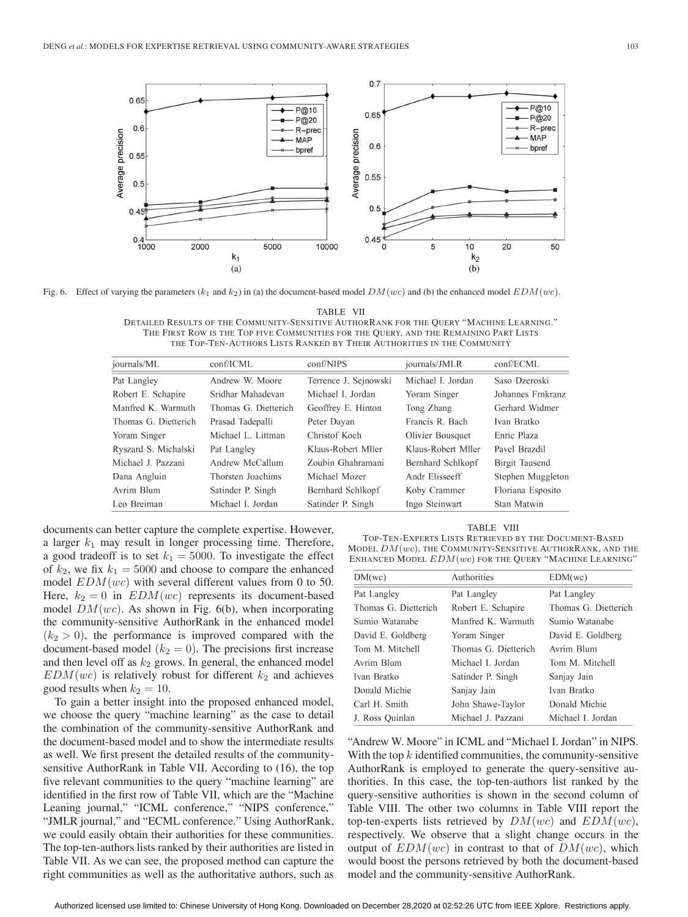Fig. 6. Effect of varying the parameters ($k_1$ and $k_2$) in (a) the document-based model $DM(wc)$ and (b) the enhanced model $EDM(wc)$.

TABLE VII
DETAILED RESULTS OF THE COMMUNITY-SENSITIVE AUTHORRANK FOR THE QUERY "MACHINE LEARNING." THE FIRST ROW IS THE TOP FIVE COMMUNITIES FOR THE QUERY, AND THE REMAINING PART LISTS THE TOP-TEN-AUTHORS LISTS RANKED BY THEIR AUTHORITIES IN THE COMMUNITY

| journals/ML | conf/ICML | conf/NIPS | journals/JMLR | conf/ECML |
|---|---|---|---|---|
| Pat Langley | Andrew W. Moore | Terrence J. Sejnowski | Michael I. Jordan | Saso Dzeroski |
| Robert E. Schapire | Sridhar Mahadevan | Michael I. Jordan | Yoram Singer | Johannes Frnkranz |
| Manfred K. Warmuth | Thomas G. Dietterich | Geoffrey E. Hinton | Tong Zhang | Gerhard Widmer |
| Thomas G. Dietterich | Prasad Tadepalli | Peter Dayan | Francis R. Bach | Ivan Bratko |
| Yoram Singer | Michael L. Littman | Christof Koch | Olivier Bousquet | Enric Plaza |
| Ryszard S. Michalski | Pat Langley | Klaus-Robert Mller | Klaus-Robert Mller | Pavel Brazdil |
| Michael J. Pazzani | Andrew McCallum | Zoubin Ghahramani | Bernhard Schlkopf | Birgit Tausend |
| Dana Angluin | Thorsten Joachims | Michael Mozer | Andr Elisseeff | Stephen Muggleton |
| Avrim Blum | Satinder P. Singh | Bernhard Schlkopf | Koby Crammer | Floriana Esposito |
| Leo Breiman | Michael I. Jordan | Satinder P. Singh | Ingo Steinwart | Stan Matwin |

documents can better capture the complete expertise. However, a larger $k_1$ may result in longer processing time. Therefore, a good tradeoff is to set $k_1 = 5000$. To investigate the effect of $k_2$, we fix $k_1 = 5000$ and choose to compare the enhanced model $EDM(wc)$ with several different values from 0 to 50. Here, $k_2 = 0$ in $EDM(wc)$ represents its document-based model $DM(wc)$. As shown in Fig. 6(b), when incorporating the community-sensitive AuthorRank in the enhanced model ($k_2 > 0$), the performance is improved compared with the document-based model ($k_2 = 0$). The precisions first increase and then level off as $k_2$ grows. In general, the enhanced model $EDM(wc)$ is relatively robust for different $k_2$ and achieves good results when $k_2 = 10$.

To gain a better insight into the proposed enhanced model, we choose the query "machine learning" as the case to detail the combination of the community-sensitive AuthorRank and the document-based model and to show the intermediate results as well. We first present the detailed results of the community-sensitive AuthorRank in Table VII. According to (16), the top five relevant communities to the query "machine learning" are identified in the first row of Table VII, which are the "Machine Leaning journal," "ICML conference," "NIPS conference," "JMLR journal," and "ECML conference." Using AuthorRank, we could easily obtain their authorities for these communities. The top-ten-authors lists ranked by their authorities are listed in Table VII. As we can see, the proposed method can capture the right communities as well as the authoritative authors, such as "Andrew W. Moore" in ICML and "Michael I. Jordan" in NIPS. With the top $k$ identified communities, the community-sensitive AuthorRank is employed to generate the query-sensitive authorities. In this case, the top-ten-authors list ranked by the query-sensitive authorities is shown in the second column of Table VIII. The other two columns in Table VIII report the top-ten-experts lists retrieved by $DM(wc)$ and $EDM(wc)$, respectively. We observe that a slight change occurs in the output of $EDM(wc)$ in contrast to that of $DM(wc)$, which would boost the persons retrieved by both the document-based model and the community-sensitive AuthorRank.

TABLE VIII
TOP-TEN-EXPERTS LISTS RETRIEVED BY THE DOCUMENT-BASED MODEL $DM(wc)$, THE COMMUNITY-SENSITIVE AUTHORRANK, AND THE ENHANCED MODEL $EDM(wc)$ FOR THE QUERY "MACHINE LEARNING"

| DM(wc) | Authorities | EDM(wc) |
|---|---|---|
| Pat Langley | Pat Langley | Pat Langley |
| Thomas G. Dietterich | Robert E. Schapire | Thomas G. Dietterich |
| Sumio Watanabe | Manfred K. Warmuth | Sumio Watanabe |
| David E. Goldberg | Yoram Singer | David E. Goldberg |
| Tom M. Mitchell | Thomas G. Dietterich | Avrim Blum |
| Avrim Blum | Michael I. Jordan | Tom M. Mitchell |
| Ivan Bratko | Satinder P. Singh | Sanjay Jain |
| Donald Michie | Sanjay Jain | Ivan Bratko |
| Carl H. Smith | John Shawe-Taylor | Donald Michie |
| J. Ross Quinlan | Michael J. Pazzani | Michael I. Jordan |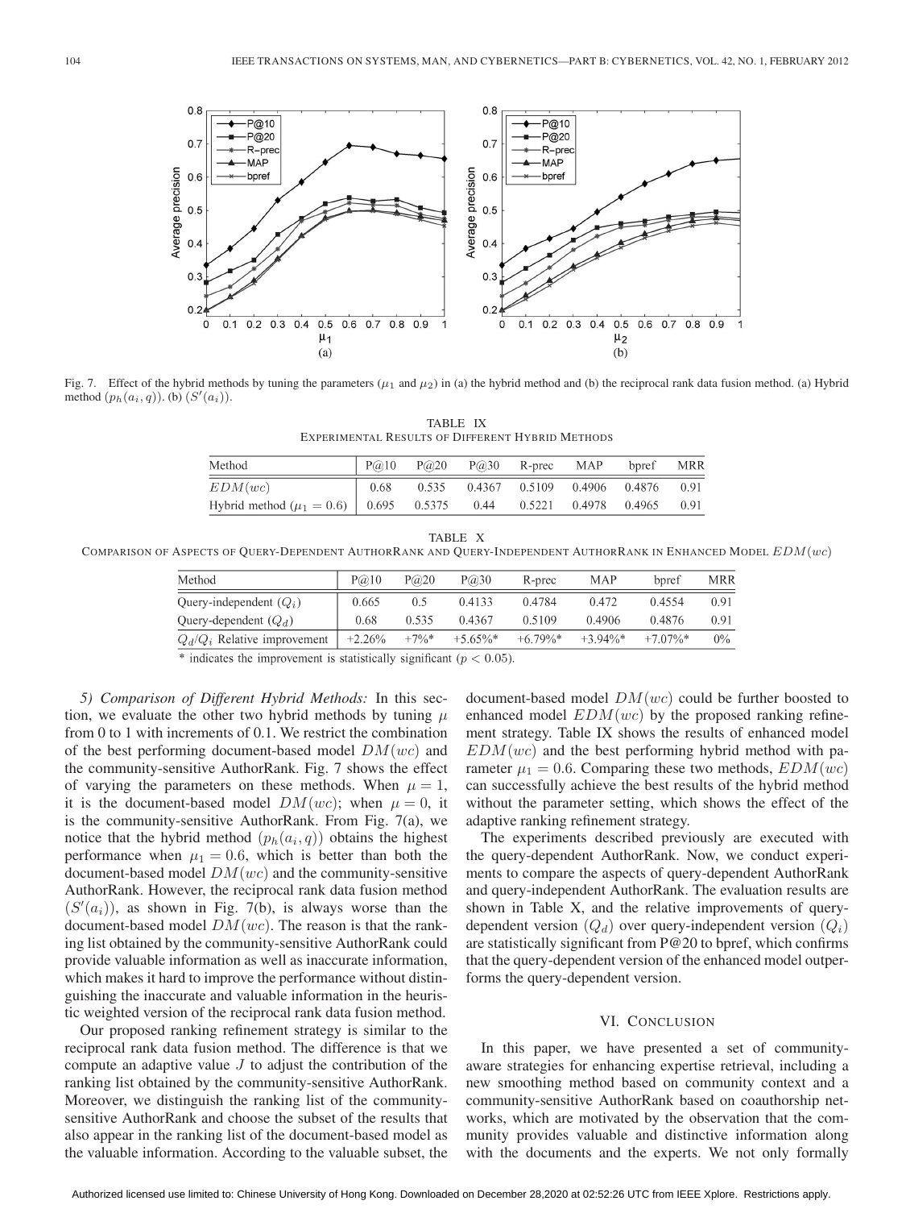Fig. 7. Effect of the hybrid methods by tuning the parameters ($\mu_1$ and $\mu_2$) in (a) the hybrid method and (b) the reciprocal rank data fusion method. (a) Hybrid method ($p_h(a_i, q)$). (b) ($S'(a_i)$).

TABLE IX
EXPERIMENTAL RESULTS OF DIFFERENT HYBRID METHODS

| Method | P@10 | P@20 | P@30 | R-prec | MAP | bpref | MRR |
|---|---|---|---|---|---|---|---|
| $EDM(wc)$ | 0.68 | 0.535 | 0.4367 | 0.5109 | 0.4906 | 0.4876 | 0.91 |
| Hybrid method ($\mu_1 = 0.6$) | 0.695 | 0.5375 | 0.44 | 0.5221 | 0.4978 | 0.4965 | 0.91 |

TABLE X
COMPARISON OF ASPECTS OF QUERY-DEPENDENT AUTHORRANK AND QUERY-INDEPENDENT AUTHORRANK IN ENHANCED MODEL $EDM(wc)$

| Method | P@10 | P@20 | P@30 | R-prec | MAP | bpref | MRR |
|---|---|---|---|---|---|---|---|
| Query-independent ($Q_i$) | 0.665 | 0.5 | 0.4133 | 0.4784 | 0.472 | 0.4554 | 0.91 |
| Query-dependent ($Q_d$) | 0.68 | 0.535 | 0.4367 | 0.5109 | 0.4906 | 0.4876 | 0.91 |
| $Q_d/Q_i$ Relative improvement | +2.26% | +7%* | +5.65%* | +6.79%* | +3.94%* | +7.07%* | 0% |

\* indicates the improvement is statistically significant ($p < 0.05$).

*5) Comparison of Different Hybrid Methods:* In this section, we evaluate the other two hybrid methods by tuning $\mu$ from 0 to 1 with increments of 0.1. We restrict the combination of the best performing document-based model $DM(wc)$ and the community-sensitive AuthorRank. Fig. 7 shows the effect of varying the parameters on these methods. When $\mu = 1$, it is the document-based model $DM(wc)$; when $\mu = 0$, it is the community-sensitive AuthorRank. From Fig. 7(a), we notice that the hybrid method ($p_h(a_i, q)$) obtains the highest performance when $\mu_1 = 0.6$, which is better than both the document-based model $DM(wc)$ and the community-sensitive AuthorRank. However, the reciprocal rank data fusion method ($S'(a_i)$), as shown in Fig. 7(b), is always worse than the document-based model $DM(wc)$. The reason is that the ranking list obtained by the community-sensitive AuthorRank could provide valuable information as well as inaccurate information, which makes it hard to improve the performance without distinguishing the inaccurate and valuable information in the heuristic weighted version of the reciprocal rank data fusion method.

Our proposed ranking refinement strategy is similar to the reciprocal rank data fusion method. The difference is that we compute an adaptive value $J$ to adjust the contribution of the ranking list obtained by the community-sensitive AuthorRank. Moreover, we distinguish the ranking list of the community-sensitive AuthorRank and choose the subset of the results that also appear in the ranking list of the document-based model as the valuable information. According to the valuable subset, the document-based model $DM(wc)$ could be further boosted to enhanced model $EDM(wc)$ by the proposed ranking refinement strategy. Table IX shows the results of enhanced model $EDM(wc)$ and the best performing hybrid method with parameter $\mu_1 = 0.6$. Comparing these two methods, $EDM(wc)$ can successfully achieve the best results of the hybrid method without the parameter setting, which shows the effect of the adaptive ranking refinement strategy.

The experiments described previously are executed with the query-dependent AuthorRank. Now, we conduct experiments to compare the aspects of query-dependent AuthorRank and query-independent AuthorRank. The evaluation results are shown in Table X, and the relative improvements of query-dependent version ($Q_d$) over query-independent version ($Q_i$) are statistically significant from P@20 to bpref, which confirms that the query-dependent version of the enhanced model outperforms the query-dependent version.

## VI. CONCLUSION

In this paper, we have presented a set of community-aware strategies for enhancing expertise retrieval, including a new smoothing method based on community context and a community-sensitive AuthorRank based on coauthorship networks, which are motivated by the observation that the community provides valuable and distinctive information along with the documents and the experts. We not only formally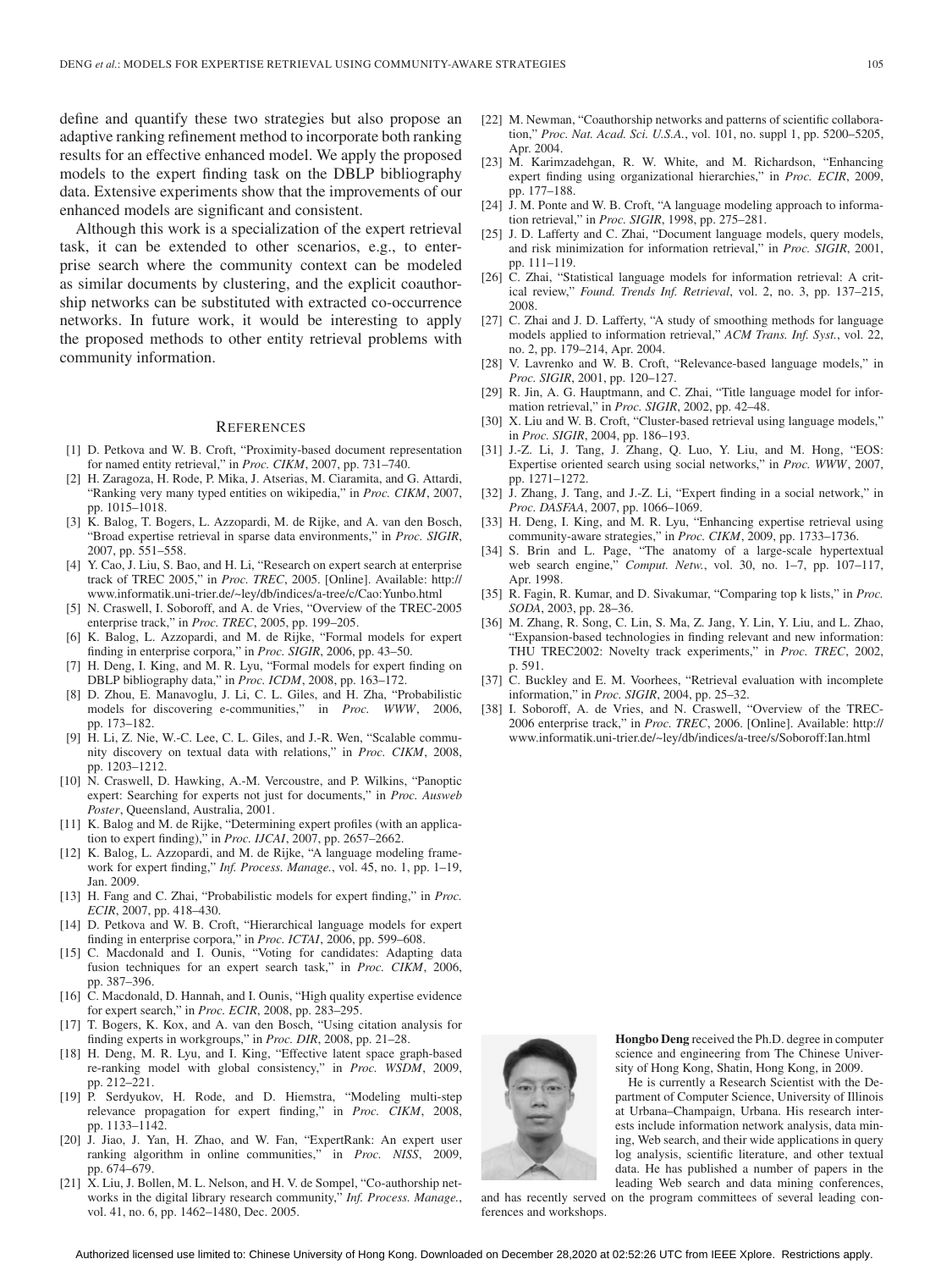define and quantify these two strategies but also propose an adaptive ranking refinement method to incorporate both ranking results for an effective enhanced model. We apply the proposed models to the expert finding task on the DBLP bibliography data. Extensive experiments show that the improvements of our enhanced models are significant and consistent.

Although this work is a specialization of the expert retrieval task, it can be extended to other scenarios, e.g., to enterprise search where the community context can be modeled as similar documents by clustering, and the explicit coauthorship networks can be substituted with extracted co-occurrence networks. In future work, it would be interesting to apply the proposed methods to other entity retrieval problems with community information.

## References

[1] D. Petkova and W. B. Croft, "Proximity-based document representation for named entity retrieval," in *Proc. CIKM*, 2007, pp. 731–740.

[2] H. Zaragoza, H. Rode, P. Mika, J. Atserias, M. Ciaramita, and G. Attardi, "Ranking very many typed entities on wikipedia," in *Proc. CIKM*, 2007, pp. 1015–1018.

[3] K. Balog, T. Bogers, L. Azzopardi, M. de Rijke, and A. van den Bosch, "Broad expertise retrieval in sparse data environments," in *Proc. SIGIR*, 2007, pp. 551–558.

[4] Y. Cao, J. Liu, S. Bao, and H. Li, "Research on expert search at enterprise track of TREC 2005," in *Proc. TREC*, 2005. [Online]. Available: http://www.informatik.uni-trier.de/~ley/db/indices/a-tree/c/Cao:Yunbo.html

[5] N. Craswell, I. Soboroff, and A. de Vries, "Overview of the TREC-2005 enterprise track," in *Proc. TREC*, 2005, pp. 199–205.

[6] K. Balog, L. Azzopardi, and M. de Rijke, "Formal models for expert finding in enterprise corpora," in *Proc. SIGIR*, 2006, pp. 43–50.

[7] H. Deng, I. King, and M. R. Lyu, "Formal models for expert finding on DBLP bibliography data," in *Proc. ICDM*, 2008, pp. 163–172.

[8] D. Zhou, E. Manavoglu, J. Li, C. L. Giles, and H. Zha, "Probabilistic models for discovering e-communities," in *Proc. WWW*, 2006, pp. 173–182.

[9] H. Li, Z. Nie, W.-C. Lee, C. L. Giles, and J.-R. Wen, "Scalable community discovery on textual data with relations," in *Proc. CIKM*, 2008, pp. 1203–1212.

[10] N. Craswell, D. Hawking, A.-M. Vercoustre, and P. Wilkins, "Panoptic expert: Searching for experts not just for documents," in *Proc. Ausweb Poster*, Queensland, Australia, 2001.

[11] K. Balog and M. de Rijke, "Determining expert profiles (with an application to expert finding)," in *Proc. IJCAI*, 2007, pp. 2657–2662.

[12] K. Balog, L. Azzopardi, and M. de Rijke, "A language modeling framework for expert finding," *Inf. Process. Manage.*, vol. 45, no. 1, pp. 1–19, Jan. 2009.

[13] H. Fang and C. Zhai, "Probabilistic models for expert finding," in *Proc. ECIR*, 2007, pp. 418–430.

[14] D. Petkova and W. B. Croft, "Hierarchical language models for expert finding in enterprise corpora," in *Proc. ICTAI*, 2006, pp. 599–608.

[15] C. Macdonald and I. Ounis, "Voting for candidates: Adapting data fusion techniques for an expert search task," in *Proc. CIKM*, 2006, pp. 387–396.

[16] C. Macdonald, D. Hannah, and I. Ounis, "High quality expertise evidence for expert search," in *Proc. ECIR*, 2008, pp. 283–295.

[17] T. Bogers, K. Kox, and A. van den Bosch, "Using citation analysis for finding experts in workgroups," in *Proc. DIR*, 2008, pp. 21–28.

[18] H. Deng, M. R. Lyu, and I. King, "Effective latent space graph-based re-ranking model with global consistency," in *Proc. WSDM*, 2009, pp. 212–221.

[19] P. Serdyukov, H. Rode, and D. Hiemstra, "Modeling multi-step relevance propagation for expert finding," in *Proc. CIKM*, 2008, pp. 1133–1142.

[20] J. Jiao, J. Yan, H. Zhao, and W. Fan, "ExpertRank: An expert user ranking algorithm in online communities," in *Proc. NISS*, 2009, pp. 674–679.

[21] X. Liu, J. Bollen, M. L. Nelson, and H. V. de Sompel, "Co-authorship networks in the digital library research community," *Inf. Process. Manage.*, vol. 41, no. 6, pp. 1462–1480, Dec. 2005.

[22] M. Newman, "Coauthorship networks and patterns of scientific collaboration," *Proc. Nat. Acad. Sci. U.S.A.*, vol. 101, no. suppl 1, pp. 5200–5205, Apr. 2004.

[23] M. Karimzadehgan, R. W. White, and M. Richardson, "Enhancing expert finding using organizational hierarchies," in *Proc. ECIR*, 2009, pp. 177–188.

[24] J. M. Ponte and W. B. Croft, "A language modeling approach to information retrieval," in *Proc. SIGIR*, 1998, pp. 275–281.

[25] J. D. Lafferty and C. Zhai, "Document language models, query models, and risk minimization for information retrieval," in *Proc. SIGIR*, 2001, pp. 111–119.

[26] C. Zhai, "Statistical language models for information retrieval: A critical review," *Found. Trends Inf. Retrieval*, vol. 2, no. 3, pp. 137–215, 2008.

[27] C. Zhai and J. D. Lafferty, "A study of smoothing methods for language models applied to information retrieval," *ACM Trans. Inf. Syst.*, vol. 22, no. 2, pp. 179–214, Apr. 2004.

[28] V. Lavrenko and W. B. Croft, "Relevance-based language models," in *Proc. SIGIR*, 2001, pp. 120–127.

[29] R. Jin, A. G. Hauptmann, and C. Zhai, "Title language model for information retrieval," in *Proc. SIGIR*, 2002, pp. 42–48.

[30] X. Liu and W. B. Croft, "Cluster-based retrieval using language models," in *Proc. SIGIR*, 2004, pp. 186–193.

[31] J.-Z. Li, J. Tang, J. Zhang, Q. Luo, Y. Liu, and M. Hong, "EOS: Expertise oriented search using social networks," in *Proc. WWW*, 2007, pp. 1271–1272.

[32] J. Zhang, J. Tang, and J.-Z. Li, "Expert finding in a social network," in *Proc. DASFAA*, 2007, pp. 1066–1069.

[33] H. Deng, I. King, and M. R. Lyu, "Enhancing expertise retrieval using community-aware strategies," in *Proc. CIKM*, 2009, pp. 1733–1736.

[34] S. Brin and L. Page, "The anatomy of a large-scale hypertextual web search engine," *Comput. Netw.*, vol. 30, no. 1–7, pp. 107–117, Apr. 1998.

[35] R. Fagin, R. Kumar, and D. Sivakumar, "Comparing top k lists," in *Proc. SODA*, 2003, pp. 28–36.

[36] M. Zhang, R. Song, C. Lin, S. Ma, Z. Jang, Y. Lin, Y. Liu, and L. Zhao, "Expansion-based technologies in finding relevant and new information: THU TREC2002: Novelty track experiments," in *Proc. TREC*, 2002, p. 591.

[37] C. Buckley and E. M. Voorhees, "Retrieval evaluation with incomplete information," in *Proc. SIGIR*, 2004, pp. 25–32.

[38] I. Soboroff, A. de Vries, and N. Craswell, "Overview of the TREC-2006 enterprise track," in *Proc. TREC*, 2006. [Online]. Available: http://www.informatik.uni-trier.de/~ley/db/indices/a-tree/s/Soboroff:Ian.html

**Hongbo Deng** received the Ph.D. degree in computer science and engineering from The Chinese University of Hong Kong, Shatin, Hong Kong, in 2009.

He is currently a Research Scientist with the Department of Computer Science, University of Illinois at Urbana–Champaign, Urbana. His research interests include information network analysis, data mining, Web search, and their wide applications in query log analysis, scientific literature, and other textual data. He has published a number of papers in the leading Web search and data mining conferences, and has recently served on the program committees of several leading conferences and workshops.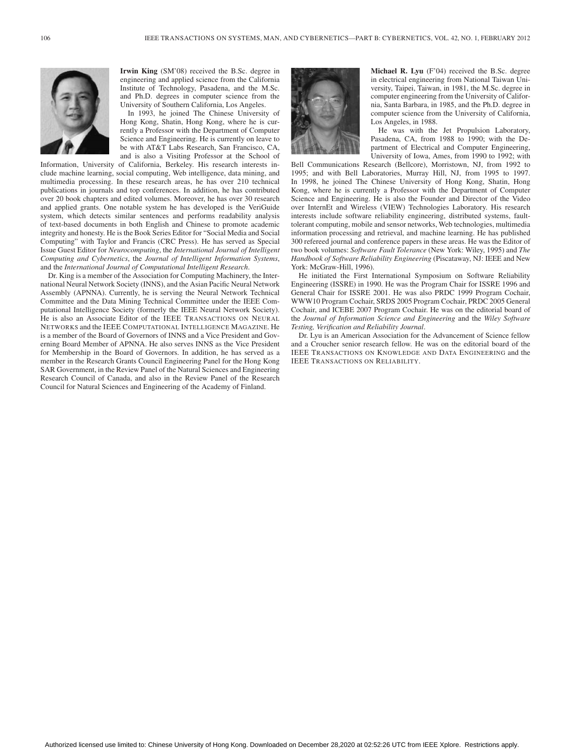**Irwin King** (SM'08) received the B.Sc. degree in engineering and applied science from the California Institute of Technology, Pasadena, and the M.Sc. and Ph.D. degrees in computer science from the University of Southern California, Los Angeles.

In 1993, he joined The Chinese University of Hong Kong, Shatin, Hong Kong, where he is currently a Professor with the Department of Computer Science and Engineering. He is currently on leave to be with AT&T Labs Research, San Francisco, CA, and is also a Visiting Professor at the School of Information, University of California, Berkeley. His research interests include machine learning, social computing, Web intelligence, data mining, and multimedia processing. In these research areas, he has over 210 technical publications in journals and top conferences. In addition, he has contributed over 20 book chapters and edited volumes. Moreover, he has over 30 research and applied grants. One notable system he has developed is the VeriGuide system, which detects similar sentences and performs readability analysis of text-based documents in both English and Chinese to promote academic integrity and honesty. He is the Book Series Editor for "Social Media and Social Computing" with Taylor and Francis (CRC Press). He has served as Special Issue Guest Editor for *Neurocomputing*, the *International Journal of Intelligent Computing and Cybernetics*, the *Journal of Intelligent Information Systems*, and the *International Journal of Computational Intelligent Research*.

Dr. King is a member of the Association for Computing Machinery, the International Neural Network Society (INNS), and the Asian Pacific Neural Network Assembly (APNNA). Currently, he is serving the Neural Network Technical Committee and the Data Mining Technical Committee under the IEEE Computational Intelligence Society (formerly the IEEE Neural Network Society). He is also an Associate Editor of the IEEE TRANSACTIONS ON NEURAL NETWORKS and the IEEE COMPUTATIONAL INTELLIGENCE MAGAZINE. He is a member of the Board of Governors of INNS and a Vice President and Governing Board Member of APNNA. He also serves INNS as the Vice President for Membership in the Board of Governors. In addition, he has served as a member in the Research Grants Council Engineering Panel for the Hong Kong SAR Government, in the Review Panel of the Natural Sciences and Engineering Research Council of Canada, and also in the Review Panel of the Research Council for Natural Sciences and Engineering of the Academy of Finland.

**Michael R. Lyu** (F'04) received the B.Sc. degree in electrical engineering from National Taiwan University, Taipei, Taiwan, in 1981, the M.Sc. degree in computer engineering from the University of California, Santa Barbara, in 1985, and the Ph.D. degree in computer science from the University of California, Los Angeles, in 1988.

He was with the Jet Propulsion Laboratory, Pasadena, CA, from 1988 to 1990; with the Department of Electrical and Computer Engineering, University of Iowa, Ames, from 1990 to 1992; with Bell Communications Research (Bellcore), Morristown, NJ, from 1992 to 1995; and with Bell Laboratories, Murray Hill, NJ, from 1995 to 1997. In 1998, he joined The Chinese University of Hong Kong, Shatin, Hong Kong, where he is currently a Professor with the Department of Computer Science and Engineering. He is also the Founder and Director of the Video over InternEt and Wireless (VIEW) Technologies Laboratory. His research interests include software reliability engineering, distributed systems, fault-tolerant computing, mobile and sensor networks, Web technologies, multimedia information processing and retrieval, and machine learning. He has published 300 refereed journal and conference papers in these areas. He was the Editor of two book volumes: *Software Fault Tolerance* (New York: Wiley, 1995) and *The Handbook of Software Reliability Engineering* (Piscataway, NJ: IEEE and New York: McGraw-Hill, 1996).

He initiated the First International Symposium on Software Reliability Engineering (ISSRE) in 1990. He was the Program Chair for ISSRE 1996 and General Chair for ISSRE 2001. He was also PRDC 1999 Program Cochair, WWW10 Program Cochair, SRDS 2005 Program Cochair, PRDC 2005 General Cochair, and ICEBE 2007 Program Cochair. He was on the editorial board of the *Journal of Information Science and Engineering* and the *Wiley Software Testing, Verification and Reliability Journal*.

Dr. Lyu is an American Association for the Advancement of Science fellow and a Croucher senior research fellow. He was on the editorial board of the IEEE TRANSACTIONS ON KNOWLEDGE AND DATA ENGINEERING and the IEEE TRANSACTIONS ON RELIABILITY.